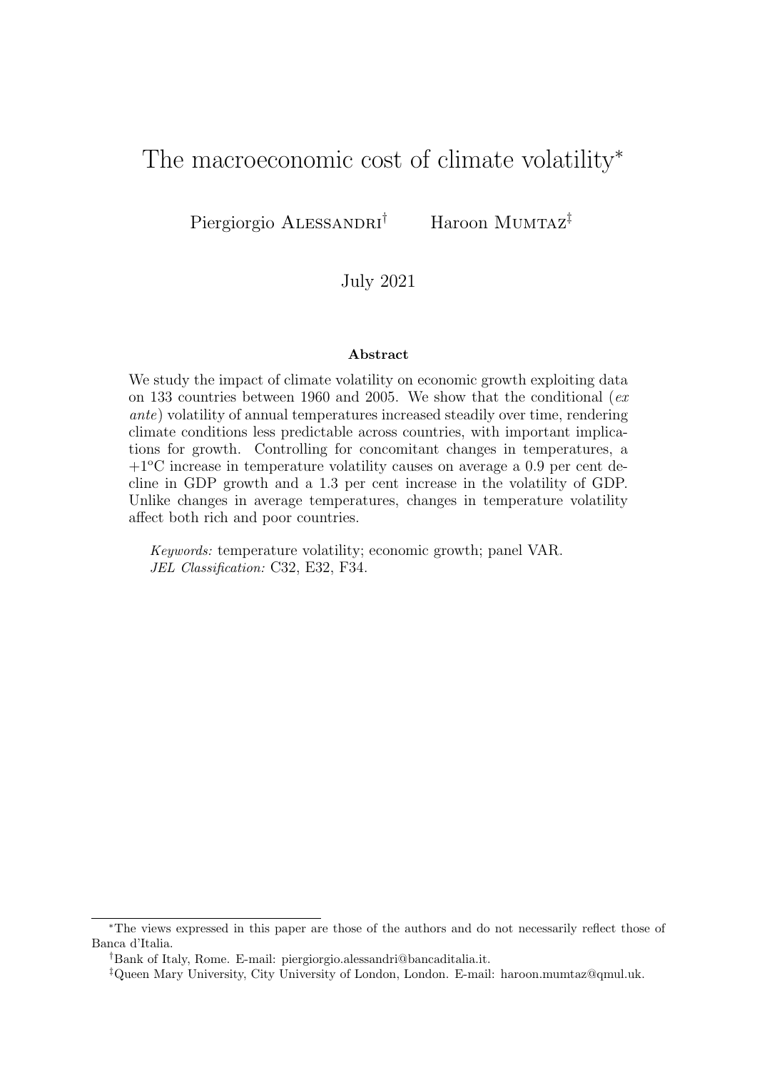# The macroeconomic cost of climate volatility*

Piergiorgio Alessandri[†] Haroon Mumtaz[‡]

July 2021

### Abstract

We study the impact of climate volatility on economic growth exploiting data on 133 countries between 1960 and 2005. We show that the conditional (*ex ante*) volatility of annual temperatures increased steadily over time, rendering climate conditions less predictable across countries, with important implications for growth. Controlling for concomitant changes in temperatures, a +1°C increase in temperature volatility causes on average a 0.9 per cent decline in GDP growth and a 1.3 per cent increase in the volatility of GDP. Unlike changes in average temperatures, changes in temperature volatility affect both rich and poor countries.

*Keywords:* temperature volatility; economic growth; panel VAR.
*JEL Classification:* C32, E32, F34.

---

*The views expressed in this paper are those of the authors and do not necessarily reflect those of Banca d'Italia.

[†]Bank of Italy, Rome. E-mail: piergiorgio.alessandri@bancaditalia.it.

[‡]Queen Mary University, City University of London, London. E-mail: haroon.mumtaz@qmul.uk.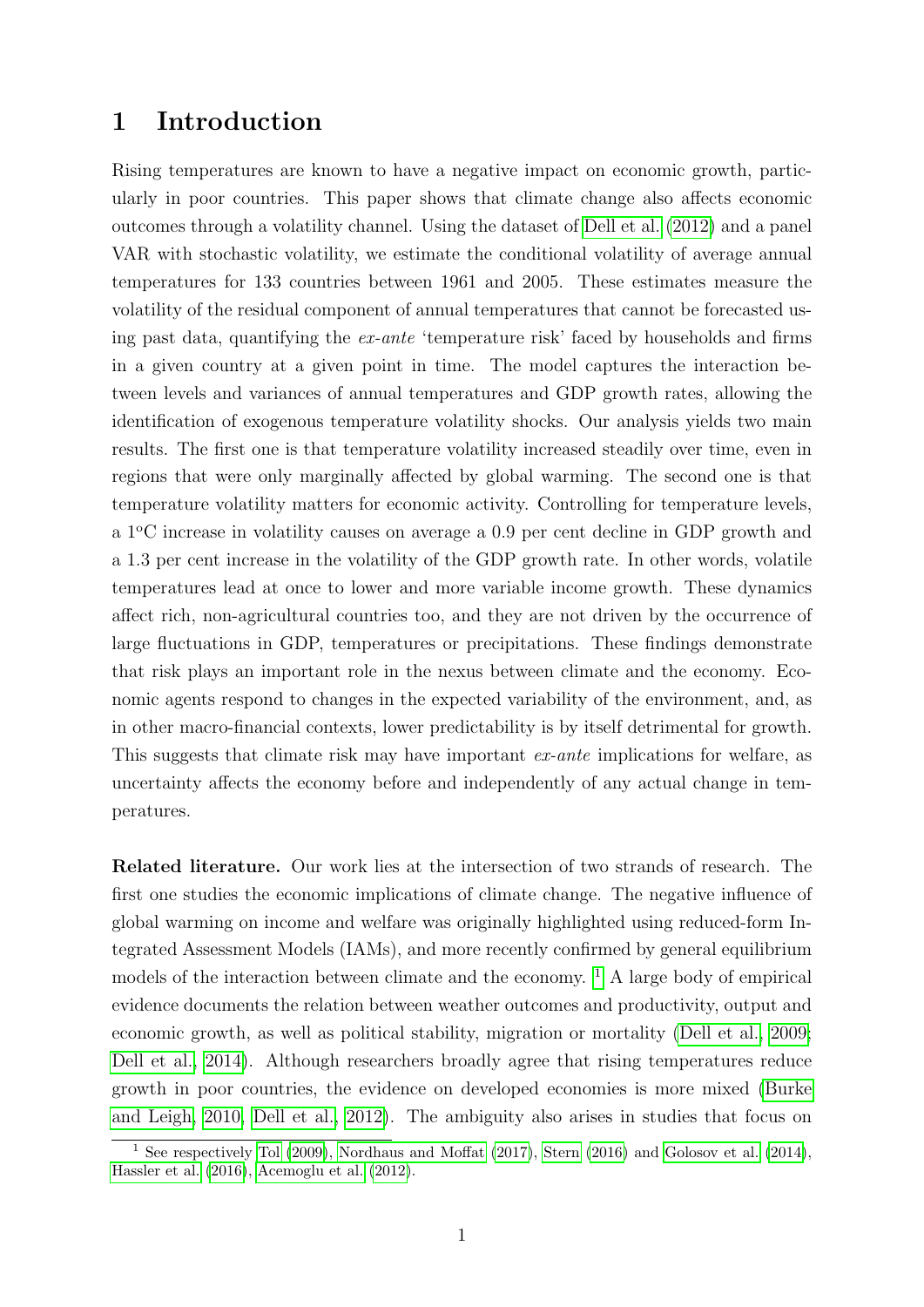# 1 Introduction

Rising temperatures are known to have a negative impact on economic growth, particularly in poor countries. This paper shows that climate change also affects economic outcomes through a volatility channel. Using the dataset of Dell et al. (2012) and a panel VAR with stochastic volatility, we estimate the conditional volatility of average annual temperatures for 133 countries between 1961 and 2005. These estimates measure the volatility of the residual component of annual temperatures that cannot be forecasted using past data, quantifying the *ex-ante* 'temperature risk' faced by households and firms in a given country at a given point in time. The model captures the interaction between levels and variances of annual temperatures and GDP growth rates, allowing the identification of exogenous temperature volatility shocks. Our analysis yields two main results. The first one is that temperature volatility increased steadily over time, even in regions that were only marginally affected by global warming. The second one is that temperature volatility matters for economic activity. Controlling for temperature levels, a 1$^{o}$C increase in volatility causes on average a 0.9 per cent decline in GDP growth and a 1.3 per cent increase in the volatility of the GDP growth rate. In other words, volatile temperatures lead at once to lower and more variable income growth. These dynamics affect rich, non-agricultural countries too, and they are not driven by the occurrence of large fluctuations in GDP, temperatures or precipitations. These findings demonstrate that risk plays an important role in the nexus between climate and the economy. Economic agents respond to changes in the expected variability of the environment, and, as in other macro-financial contexts, lower predictability is by itself detrimental for growth. This suggests that climate risk may have important *ex-ante* implications for welfare, as uncertainty affects the economy before and independently of any actual change in temperatures.

**Related literature.** Our work lies at the intersection of two strands of research. The first one studies the economic implications of climate change. The negative influence of global warming on income and welfare was originally highlighted using reduced-form Integrated Assessment Models (IAMs), and more recently confirmed by general equilibrium models of the interaction between climate and the economy. [1] A large body of empirical evidence documents the relation between weather outcomes and productivity, output and economic growth, as well as political stability, migration or mortality (Dell et al., 2009; Dell et al., 2014). Although researchers broadly agree that rising temperatures reduce growth in poor countries, the evidence on developed economies is more mixed (Burke and Leigh, 2010; Dell et al., 2012). The ambiguity also arises in studies that focus on

[1] See respectively Tol (2009), Nordhaus and Moffat (2017), Stern (2016) and Golosov et al. (2014), Hassler et al. (2016), Acemoglu et al. (2012).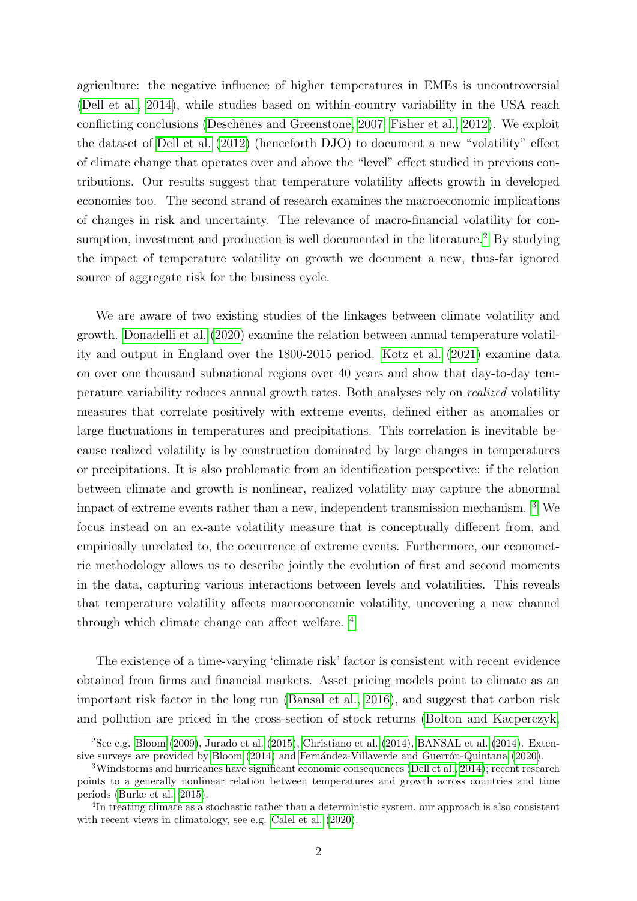agriculture: the negative influence of higher temperatures in EMEs is uncontroversial (Dell et al., 2014), while studies based on within-country variability in the USA reach conflicting conclusions (Deschênes and Greenstone, 2007; Fisher et al., 2012). We exploit the dataset of Dell et al. (2012) (henceforth DJO) to document a new "volatility" effect of climate change that operates over and above the "level" effect studied in previous contributions. Our results suggest that temperature volatility affects growth in developed economies too. The second strand of research examines the macroeconomic implications of changes in risk and uncertainty. The relevance of macro-financial volatility for consumption, investment and production is well documented in the literature.[2] By studying the impact of temperature volatility on growth we document a new, thus-far ignored source of aggregate risk for the business cycle.

We are aware of two existing studies of the linkages between climate volatility and growth. Donadelli et al. (2020) examine the relation between annual temperature volatility and output in England over the 1800-2015 period. Kotz et al. (2021) examine data on over one thousand subnational regions over 40 years and show that day-to-day temperature variability reduces annual growth rates. Both analyses rely on *realized* volatility measures that correlate positively with extreme events, defined either as anomalies or large fluctuations in temperatures and precipitations. This correlation is inevitable because realized volatility is by construction dominated by large changes in temperatures or precipitations. It is also problematic from an identification perspective: if the relation between climate and growth is nonlinear, realized volatility may capture the abnormal impact of extreme events rather than a new, independent transmission mechanism. [3] We focus instead on an ex-ante volatility measure that is conceptually different from, and empirically unrelated to, the occurrence of extreme events. Furthermore, our econometric methodology allows us to describe jointly the evolution of first and second moments in the data, capturing various interactions between levels and volatilities. This reveals that temperature volatility affects macroeconomic volatility, uncovering a new channel through which climate change can affect welfare. [4]

The existence of a time-varying 'climate risk' factor is consistent with recent evidence obtained from firms and financial markets. Asset pricing models point to climate as an important risk factor in the long run (Bansal et al., 2016), and suggest that carbon risk and pollution are priced in the cross-section of stock returns (Bolton and Kacperczyk,

[2] See e.g. Bloom (2009), Jurado et al. (2015), Christiano et al. (2014), BANSAL et al. (2014). Extensive surveys are provided by Bloom (2014) and Fernández-Villaverde and Guerrón-Quintana (2020).

[3] Windstorms and hurricanes have significant economic consequences (Dell et al., 2014); recent research points to a generally nonlinear relation between temperatures and growth across countries and time periods (Burke et al., 2015).

[4] In treating climate as a stochastic rather than a deterministic system, our approach is also consistent with recent views in climatology, see e.g. Calel et al. (2020).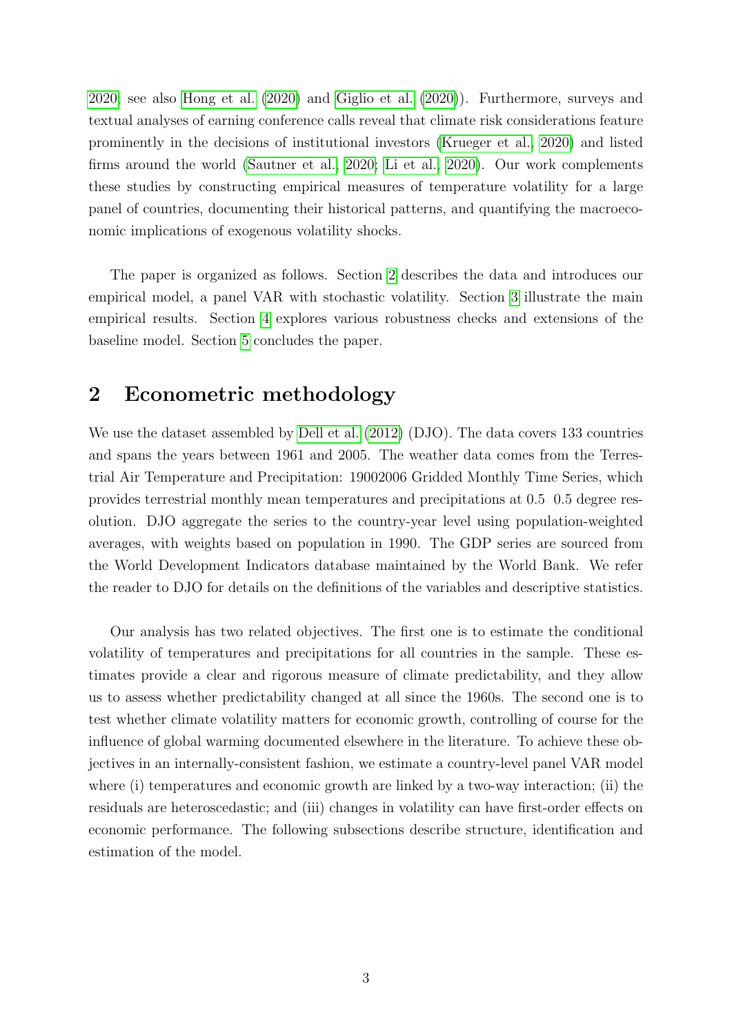2020; see also Hong et al. (2020) and Giglio et al. (2020)). Furthermore, surveys and textual analyses of earning conference calls reveal that climate risk considerations feature prominently in the decisions of institutional investors (Krueger et al., 2020) and listed firms around the world (Sautner et al., 2020; Li et al., 2020). Our work complements these studies by constructing empirical measures of temperature volatility for a large panel of countries, documenting their historical patterns, and quantifying the macroeconomic implications of exogenous volatility shocks.

The paper is organized as follows. Section 2 describes the data and introduces our empirical model, a panel VAR with stochastic volatility. Section 3 illustrate the main empirical results. Section 4 explores various robustness checks and extensions of the baseline model. Section 5 concludes the paper.

## 2 Econometric methodology

We use the dataset assembled by Dell et al. (2012) (DJO). The data covers 133 countries and spans the years between 1961 and 2005. The weather data comes from the Terrestrial Air Temperature and Precipitation: 19002006 Gridded Monthly Time Series, which provides terrestrial monthly mean temperatures and precipitations at 0.5 0.5 degree resolution. DJO aggregate the series to the country-year level using population-weighted averages, with weights based on population in 1990. The GDP series are sourced from the World Development Indicators database maintained by the World Bank. We refer the reader to DJO for details on the definitions of the variables and descriptive statistics.

Our analysis has two related objectives. The first one is to estimate the conditional volatility of temperatures and precipitations for all countries in the sample. These estimates provide a clear and rigorous measure of climate predictability, and they allow us to assess whether predictability changed at all since the 1960s. The second one is to test whether climate volatility matters for economic growth, controlling of course for the influence of global warming documented elsewhere in the literature. To achieve these objectives in an internally-consistent fashion, we estimate a country-level panel VAR model where (i) temperatures and economic growth are linked by a two-way interaction; (ii) the residuals are heteroscedastic; and (iii) changes in volatility can have first-order effects on economic performance. The following subsections describe structure, identification and estimation of the model.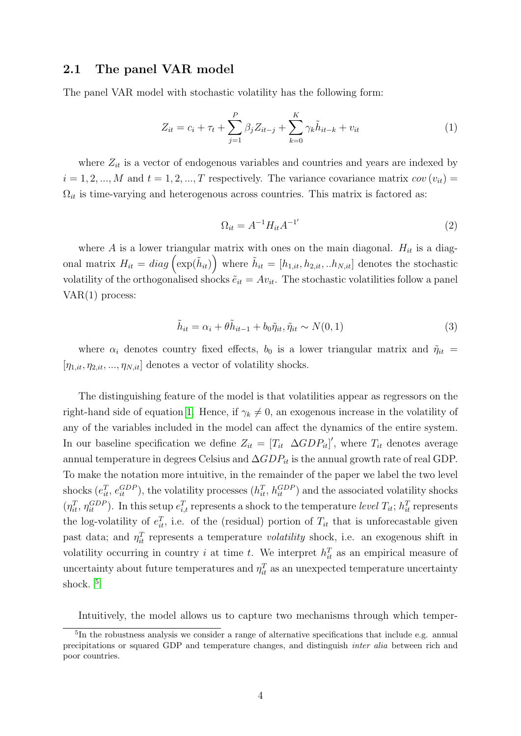## 2.1 The panel VAR model

The panel VAR model with stochastic volatility has the following form:

$$Z_{it} = c_i + \tau_t + \sum_{j=1}^{P} \beta_j Z_{it-j} + \sum_{k=0}^{K} \gamma_k \tilde{h}_{it-k} + v_{it} \tag{1}$$

where $Z_{it}$ is a vector of endogenous variables and countries and years are indexed by $i = 1, 2, ..., M$ and $t = 1, 2, ..., T$ respectively. The variance covariance matrix $cov(v_{it}) = \Omega_{it}$ is time-varying and heterogenous across countries. This matrix is factored as:

$$\Omega_{it} = A^{-1} H_{it} A^{-1'} \tag{2}$$

where $A$ is a lower triangular matrix with ones on the main diagonal. $H_{it}$ is a diagonal matrix $H_{it} = diag\left(\exp(\tilde{h}_{it})\right)$ where $\tilde{h}_{it} = [h_{1,it}, h_{2,it}, ..h_{N,it}]$ denotes the stochastic volatility of the orthogonalised shocks $\tilde{e}_{it} = Av_{it}$. The stochastic volatilities follow a panel VAR(1) process:

$$\tilde{h}_{it} = \alpha_i + \theta \tilde{h}_{it-1} + b_0 \tilde{\eta}_{it}, \tilde{\eta}_{it} \sim N(0, 1) \tag{3}$$

where $\alpha_i$ denotes country fixed effects, $b_0$ is a lower triangular matrix and $\tilde{\eta}_{it} = [\eta_{1,it}, \eta_{2,it}, ..., \eta_{N,it}]$ denotes a vector of volatility shocks.

The distinguishing feature of the model is that volatilities appear as regressors on the right-hand side of equation 1. Hence, if $\gamma_k \neq 0$, an exogenous increase in the volatility of any of the variables included in the model can affect the dynamics of the entire system. In our baseline specification we define $Z_{it} = [T_{it} \;\; \Delta GDP_{it}]'$, where $T_{it}$ denotes average annual temperature in degrees Celsius and $\Delta GDP_{it}$ is the annual growth rate of real GDP. To make the notation more intuitive, in the remainder of the paper we label the two level shocks ($e^{T}_{it}$, $e^{GDP}_{it}$), the volatility processes ($h^{T}_{it}$, $h^{GDP}_{it}$) and the associated volatility shocks ($\eta^{T}_{it}$, $\eta^{GDP}_{it}$). In this setup $e^{T}_{i,t}$ represents a shock to the temperature *level* $T_{it}$; $h^{T}_{it}$ represents the log-volatility of $e^{T}_{it}$, i.e. of the (residual) portion of $T_{it}$ that is unforecastable given past data; and $\eta^{T}_{it}$ represents a temperature *volatility* shock, i.e. an exogenous shift in volatility occurring in country $i$ at time $t$. We interpret $h^{T}_{it}$ as an empirical measure of uncertainty about future temperatures and $\eta^{T}_{it}$ as an unexpected temperature uncertainty shock. [5]

Intuitively, the model allows us to capture two mechanisms through which temper-

[5] In the robustness analysis we consider a range of alternative specifications that include e.g. annual precipitations or squared GDP and temperature changes, and distinguish *inter alia* between rich and poor countries.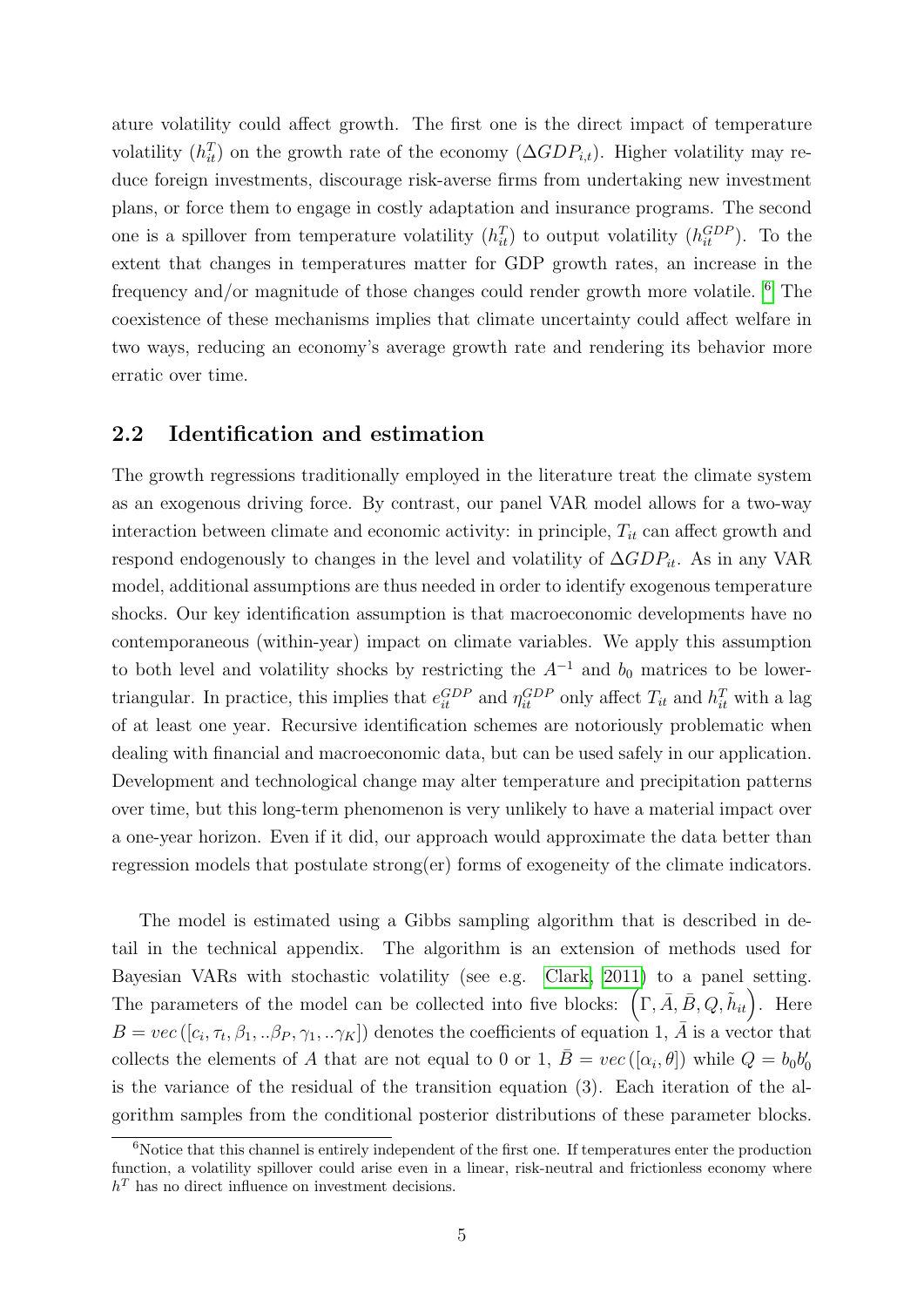ature volatility could affect growth. The first one is the direct impact of temperature volatility ($h_{it}^{T}$) on the growth rate of the economy ($\Delta GDP_{i,t}$). Higher volatility may reduce foreign investments, discourage risk-averse firms from undertaking new investment plans, or force them to engage in costly adaptation and insurance programs. The second one is a spillover from temperature volatility ($h_{it}^{T}$) to output volatility ($h_{it}^{GDP}$). To the extent that changes in temperatures matter for GDP growth rates, an increase in the frequency and/or magnitude of those changes could render growth more volatile. [6] The coexistence of these mechanisms implies that climate uncertainty could affect welfare in two ways, reducing an economy's average growth rate and rendering its behavior more erratic over time.

## 2.2 Identification and estimation

The growth regressions traditionally employed in the literature treat the climate system as an exogenous driving force. By contrast, our panel VAR model allows for a two-way interaction between climate and economic activity: in principle, $T_{it}$ can affect growth and respond endogenously to changes in the level and volatility of $\Delta GDP_{it}$. As in any VAR model, additional assumptions are thus needed in order to identify exogenous temperature shocks. Our key identification assumption is that macroeconomic developments have no contemporaneous (within-year) impact on climate variables. We apply this assumption to both level and volatility shocks by restricting the $A^{-1}$ and $b_0$ matrices to be lower-triangular. In practice, this implies that $e_{it}^{GDP}$ and $\eta_{it}^{GDP}$ only affect $T_{it}$ and $h_{it}^{T}$ with a lag of at least one year. Recursive identification schemes are notoriously problematic when dealing with financial and macroeconomic data, but can be used safely in our application. Development and technological change may alter temperature and precipitation patterns over time, but this long-term phenomenon is very unlikely to have a material impact over a one-year horizon. Even if it did, our approach would approximate the data better than regression models that postulate strong(er) forms of exogeneity of the climate indicators.

The model is estimated using a Gibbs sampling algorithm that is described in detail in the technical appendix. The algorithm is an extension of methods used for Bayesian VARs with stochastic volatility (see e.g. Clark, 2011) to a panel setting. The parameters of the model can be collected into five blocks: $\left(\Gamma, \bar{A}, \bar{B}, Q, \tilde{h}_{it}\right)$. Here $B = vec\left([c_i, \tau_t, \beta_1, ..\beta_P, \gamma_1, ..\gamma_K]\right)$ denotes the coefficients of equation 1, $\bar{A}$ is a vector that collects the elements of $A$ that are not equal to 0 or 1, $\bar{B} = vec\left([\alpha_i, \theta]\right)$ while $Q = b_0 b_0'$ is the variance of the residual of the transition equation (3). Each iteration of the algorithm samples from the conditional posterior distributions of these parameter blocks.

[6] Notice that this channel is entirely independent of the first one. If temperatures enter the production function, a volatility spillover could arise even in a linear, risk-neutral and frictionless economy where $h^T$ has no direct influence on investment decisions.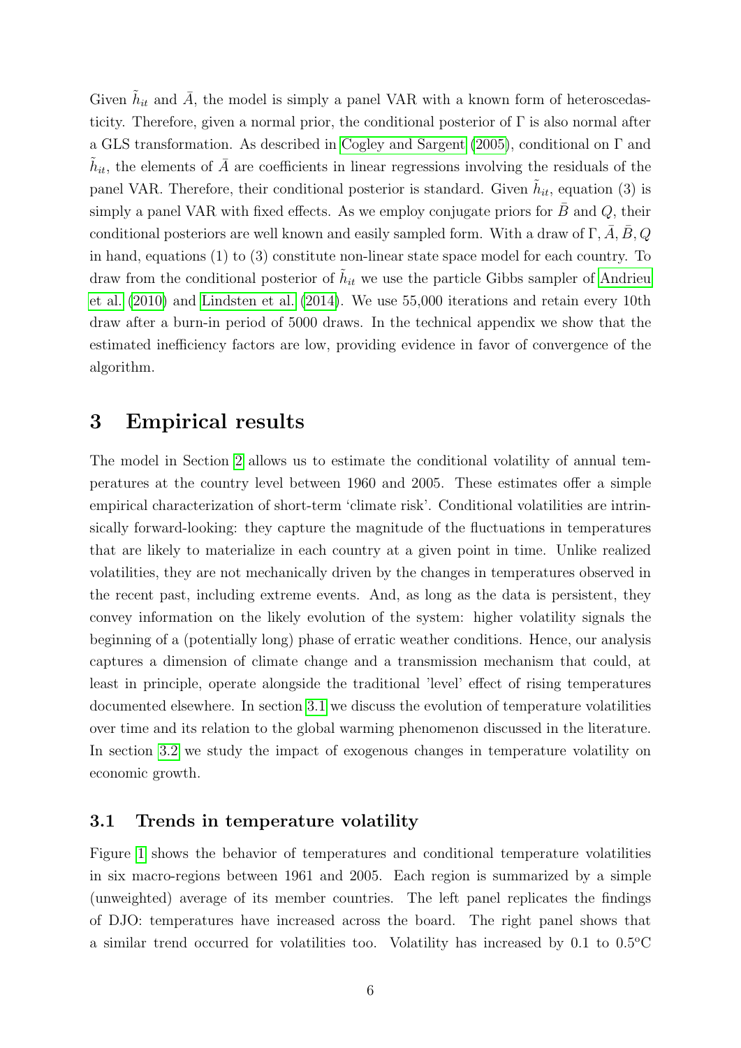Given $\tilde{h}_{it}$ and $\bar{A}$, the model is simply a panel VAR with a known form of heteroscedasticity. Therefore, given a normal prior, the conditional posterior of $\Gamma$ is also normal after a GLS transformation. As described in Cogley and Sargent (2005), conditional on $\Gamma$ and $\tilde{h}_{it}$, the elements of $\bar{A}$ are coefficients in linear regressions involving the residuals of the panel VAR. Therefore, their conditional posterior is standard. Given $\tilde{h}_{it}$, equation (3) is simply a panel VAR with fixed effects. As we employ conjugate priors for $\bar{B}$ and $Q$, their conditional posteriors are well known and easily sampled form. With a draw of $\Gamma, \bar{A}, \bar{B}, Q$ in hand, equations (1) to (3) constitute non-linear state space model for each country. To draw from the conditional posterior of $\tilde{h}_{it}$ we use the particle Gibbs sampler of Andrieu et al. (2010) and Lindsten et al. (2014). We use 55,000 iterations and retain every 10th draw after a burn-in period of 5000 draws. In the technical appendix we show that the estimated inefficiency factors are low, providing evidence in favor of convergence of the algorithm.

# 3 Empirical results

The model in Section 2 allows us to estimate the conditional volatility of annual temperatures at the country level between 1960 and 2005. These estimates offer a simple empirical characterization of short-term 'climate risk'. Conditional volatilities are intrinsically forward-looking: they capture the magnitude of the fluctuations in temperatures that are likely to materialize in each country at a given point in time. Unlike realized volatilities, they are not mechanically driven by the changes in temperatures observed in the recent past, including extreme events. And, as long as the data is persistent, they convey information on the likely evolution of the system: higher volatility signals the beginning of a (potentially long) phase of erratic weather conditions. Hence, our analysis captures a dimension of climate change and a transmission mechanism that could, at least in principle, operate alongside the traditional 'level' effect of rising temperatures documented elsewhere. In section 3.1 we discuss the evolution of temperature volatilities over time and its relation to the global warming phenomenon discussed in the literature. In section 3.2 we study the impact of exogenous changes in temperature volatility on economic growth.

## 3.1 Trends in temperature volatility

Figure 1 shows the behavior of temperatures and conditional temperature volatilities in six macro-regions between 1961 and 2005. Each region is summarized by a simple (unweighted) average of its member countries. The left panel replicates the findings of DJO: temperatures have increased across the board. The right panel shows that a similar trend occurred for volatilities too. Volatility has increased by 0.1 to 0.5°C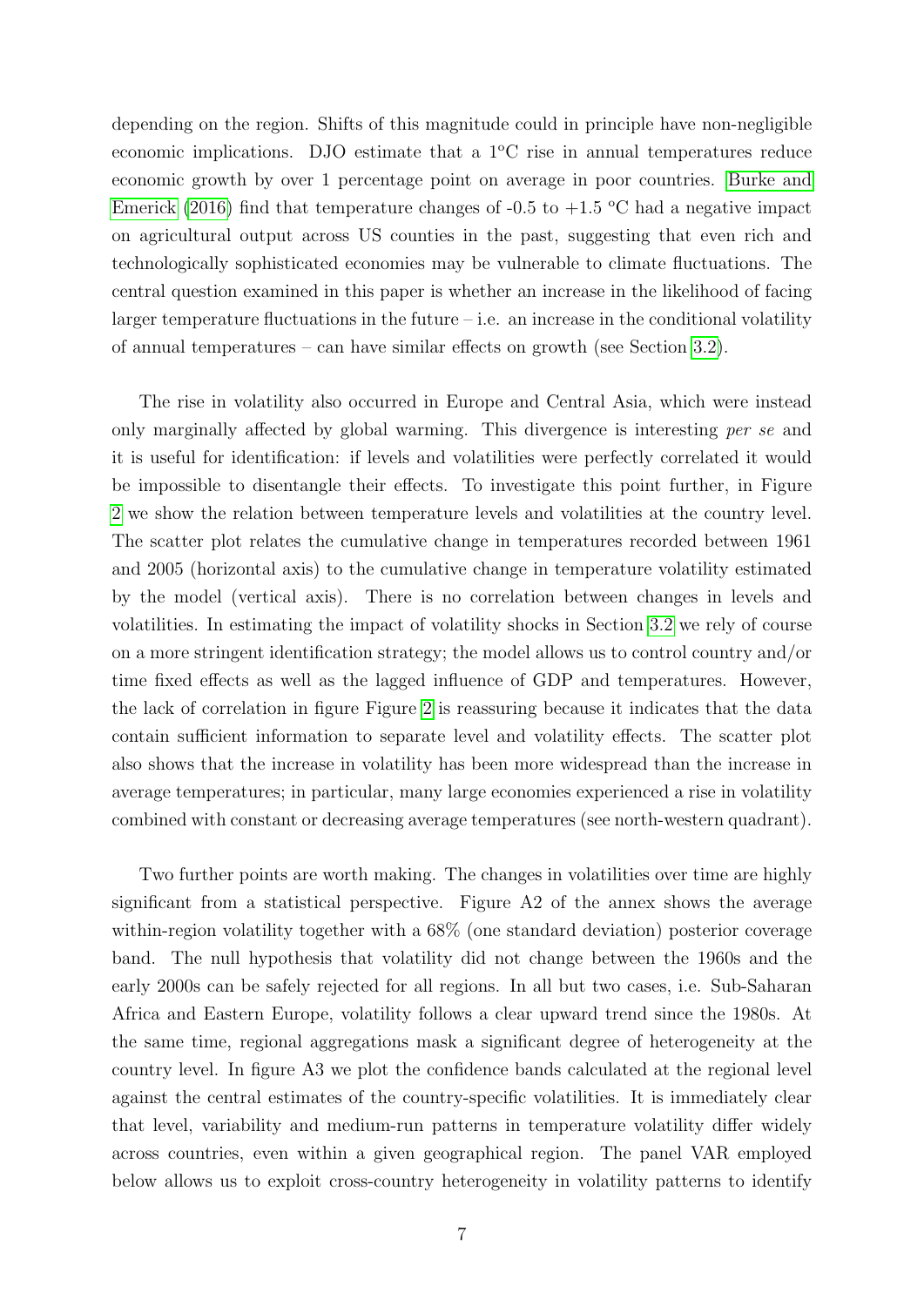depending on the region. Shifts of this magnitude could in principle have non-negligible economic implications. DJO estimate that a 1ºC rise in annual temperatures reduce economic growth by over 1 percentage point on average in poor countries. Burke and Emerick (2016) find that temperature changes of -0.5 to +1.5 ºC had a negative impact on agricultural output across US counties in the past, suggesting that even rich and technologically sophisticated economies may be vulnerable to climate fluctuations. The central question examined in this paper is whether an increase in the likelihood of facing larger temperature fluctuations in the future – i.e. an increase in the conditional volatility of annual temperatures – can have similar effects on growth (see Section 3.2).

The rise in volatility also occurred in Europe and Central Asia, which were instead only marginally affected by global warming. This divergence is interesting *per se* and it is useful for identification: if levels and volatilities were perfectly correlated it would be impossible to disentangle their effects. To investigate this point further, in Figure 2 we show the relation between temperature levels and volatilities at the country level. The scatter plot relates the cumulative change in temperatures recorded between 1961 and 2005 (horizontal axis) to the cumulative change in temperature volatility estimated by the model (vertical axis). There is no correlation between changes in levels and volatilities. In estimating the impact of volatility shocks in Section 3.2 we rely of course on a more stringent identification strategy; the model allows us to control country and/or time fixed effects as well as the lagged influence of GDP and temperatures. However, the lack of correlation in figure Figure 2 is reassuring because it indicates that the data contain sufficient information to separate level and volatility effects. The scatter plot also shows that the increase in volatility has been more widespread than the increase in average temperatures; in particular, many large economies experienced a rise in volatility combined with constant or decreasing average temperatures (see north-western quadrant).

Two further points are worth making. The changes in volatilities over time are highly significant from a statistical perspective. Figure A2 of the annex shows the average within-region volatility together with a 68% (one standard deviation) posterior coverage band. The null hypothesis that volatility did not change between the 1960s and the early 2000s can be safely rejected for all regions. In all but two cases, i.e. Sub-Saharan Africa and Eastern Europe, volatility follows a clear upward trend since the 1980s. At the same time, regional aggregations mask a significant degree of heterogeneity at the country level. In figure A3 we plot the confidence bands calculated at the regional level against the central estimates of the country-specific volatilities. It is immediately clear that level, variability and medium-run patterns in temperature volatility differ widely across countries, even within a given geographical region. The panel VAR employed below allows us to exploit cross-country heterogeneity in volatility patterns to identify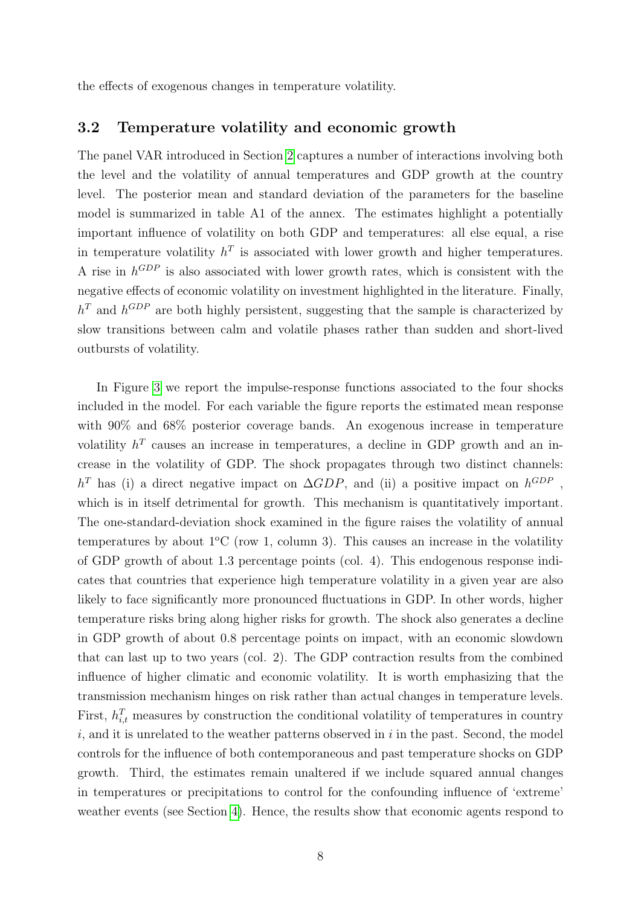the effects of exogenous changes in temperature volatility.

### 3.2 Temperature volatility and economic growth

The panel VAR introduced in Section 2 captures a number of interactions involving both the level and the volatility of annual temperatures and GDP growth at the country level. The posterior mean and standard deviation of the parameters for the baseline model is summarized in table A1 of the annex. The estimates highlight a potentially important influence of volatility on both GDP and temperatures: all else equal, a rise in temperature volatility $h^T$ is associated with lower growth and higher temperatures. A rise in $h^{GDP}$ is also associated with lower growth rates, which is consistent with the negative effects of economic volatility on investment highlighted in the literature. Finally, $h^T$ and $h^{GDP}$ are both highly persistent, suggesting that the sample is characterized by slow transitions between calm and volatile phases rather than sudden and short-lived outbursts of volatility.

In Figure 3 we report the impulse-response functions associated to the four shocks included in the model. For each variable the figure reports the estimated mean response with 90% and 68% posterior coverage bands. An exogenous increase in temperature volatility $h^T$ causes an increase in temperatures, a decline in GDP growth and an increase in the volatility of GDP. The shock propagates through two distinct channels: $h^T$ has (i) a direct negative impact on $\Delta GDP$, and (ii) a positive impact on $h^{GDP}$ , which is in itself detrimental for growth. This mechanism is quantitatively important. The one-standard-deviation shock examined in the figure raises the volatility of annual temperatures by about 1ºC (row 1, column 3). This causes an increase in the volatility of GDP growth of about 1.3 percentage points (col. 4). This endogenous response indicates that countries that experience high temperature volatility in a given year are also likely to face significantly more pronounced fluctuations in GDP. In other words, higher temperature risks bring along higher risks for growth. The shock also generates a decline in GDP growth of about 0.8 percentage points on impact, with an economic slowdown that can last up to two years (col. 2). The GDP contraction results from the combined influence of higher climatic and economic volatility. It is worth emphasizing that the transmission mechanism hinges on risk rather than actual changes in temperature levels. First, $h^T_{i,t}$ measures by construction the conditional volatility of temperatures in country $i$, and it is unrelated to the weather patterns observed in $i$ in the past. Second, the model controls for the influence of both contemporaneous and past temperature shocks on GDP growth. Third, the estimates remain unaltered if we include squared annual changes in temperatures or precipitations to control for the confounding influence of 'extreme' weather events (see Section 4). Hence, the results show that economic agents respond to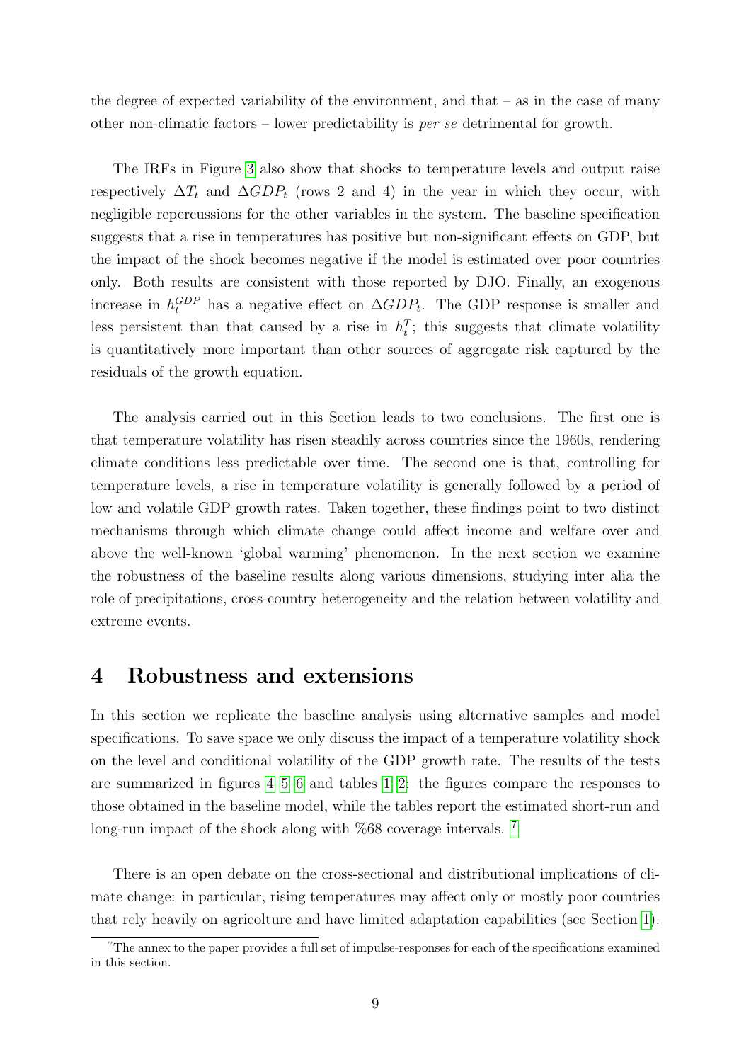the degree of expected variability of the environment, and that – as in the case of many other non-climatic factors – lower predictability is *per se* detrimental for growth.

The IRFs in Figure 3 also show that shocks to temperature levels and output raise respectively $\Delta T_t$ and $\Delta GDP_t$ (rows 2 and 4) in the year in which they occur, with negligible repercussions for the other variables in the system. The baseline specification suggests that a rise in temperatures has positive but non-significant effects on GDP, but the impact of the shock becomes negative if the model is estimated over poor countries only. Both results are consistent with those reported by DJO. Finally, an exogenous increase in $h_t^{GDP}$ has a negative effect on $\Delta GDP_t$. The GDP response is smaller and less persistent than that caused by a rise in $h_t^T$; this suggests that climate volatility is quantitatively more important than other sources of aggregate risk captured by the residuals of the growth equation.

The analysis carried out in this Section leads to two conclusions. The first one is that temperature volatility has risen steadily across countries since the 1960s, rendering climate conditions less predictable over time. The second one is that, controlling for temperature levels, a rise in temperature volatility is generally followed by a period of low and volatile GDP growth rates. Taken together, these findings point to two distinct mechanisms through which climate change could affect income and welfare over and above the well-known 'global warming' phenomenon. In the next section we examine the robustness of the baseline results along various dimensions, studying inter alia the role of precipitations, cross-country heterogeneity and the relation between volatility and extreme events.

# 4 Robustness and extensions

In this section we replicate the baseline analysis using alternative samples and model specifications. To save space we only discuss the impact of a temperature volatility shock on the level and conditional volatility of the GDP growth rate. The results of the tests are summarized in figures 4–5–6 and tables 1–2; the figures compare the responses to those obtained in the baseline model, while the tables report the estimated short-run and long-run impact of the shock along with %68 coverage intervals. [7]

There is an open debate on the cross-sectional and distributional implications of climate change: in particular, rising temperatures may affect only or mostly poor countries that rely heavily on agricolture and have limited adaptation capabilities (see Section 1).

[7] The annex to the paper provides a full set of impulse-responses for each of the specifications examined in this section.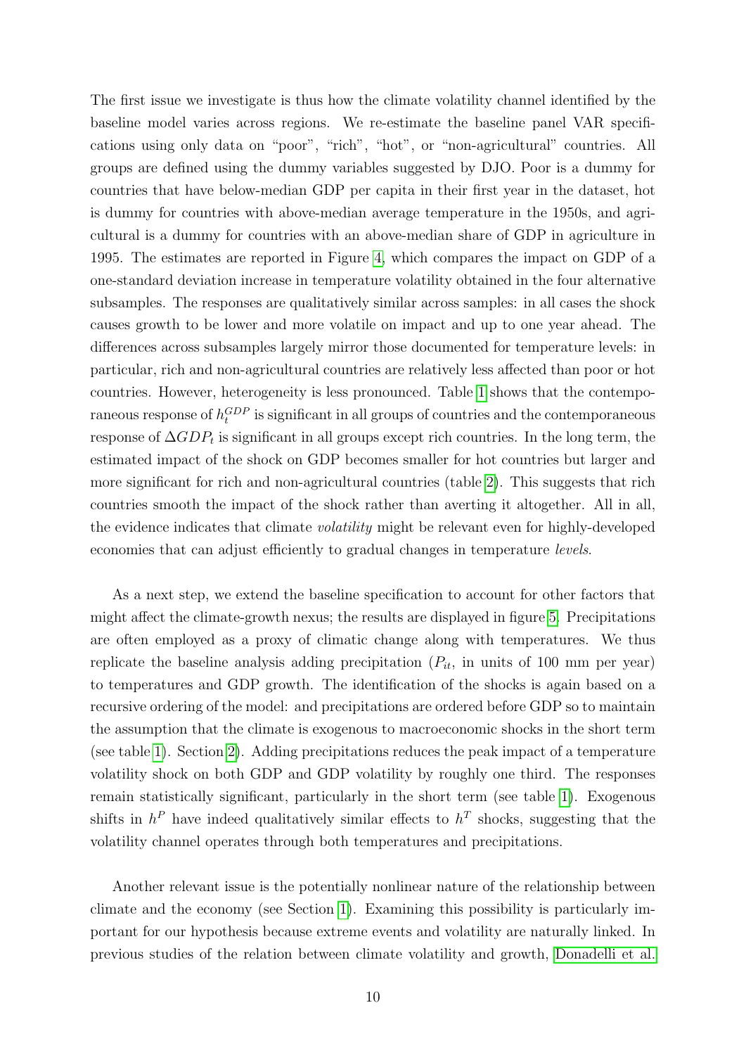The first issue we investigate is thus how the climate volatility channel identified by the baseline model varies across regions. We re-estimate the baseline panel VAR specifications using only data on "poor", "rich", "hot", or "non-agricultural" countries. All groups are defined using the dummy variables suggested by DJO. Poor is a dummy for countries that have below-median GDP per capita in their first year in the dataset, hot is dummy for countries with above-median average temperature in the 1950s, and agricultural is a dummy for countries with an above-median share of GDP in agriculture in 1995. The estimates are reported in Figure 4, which compares the impact on GDP of a one-standard deviation increase in temperature volatility obtained in the four alternative subsamples. The responses are qualitatively similar across samples: in all cases the shock causes growth to be lower and more volatile on impact and up to one year ahead. The differences across subsamples largely mirror those documented for temperature levels: in particular, rich and non-agricultural countries are relatively less affected than poor or hot countries. However, heterogeneity is less pronounced. Table 1 shows that the contemporaneous response of $h_t^{GDP}$ is significant in all groups of countries and the contemporaneous response of $\Delta GDP_t$ is significant in all groups except rich countries. In the long term, the estimated impact of the shock on GDP becomes smaller for hot countries but larger and more significant for rich and non-agricultural countries (table 2). This suggests that rich countries smooth the impact of the shock rather than averting it altogether. All in all, the evidence indicates that climate *volatility* might be relevant even for highly-developed economies that can adjust efficiently to gradual changes in temperature *levels*.

As a next step, we extend the baseline specification to account for other factors that might affect the climate-growth nexus; the results are displayed in figure 5. Precipitations are often employed as a proxy of climatic change along with temperatures. We thus replicate the baseline analysis adding precipitation ($P_{it}$, in units of 100 mm per year) to temperatures and GDP growth. The identification of the shocks is again based on a recursive ordering of the model: and precipitations are ordered before GDP so to maintain the assumption that the climate is exogenous to macroeconomic shocks in the short term (see table 1). Section 2). Adding precipitations reduces the peak impact of a temperature volatility shock on both GDP and GDP volatility by roughly one third. The responses remain statistically significant, particularly in the short term (see table 1). Exogenous shifts in $h^P$ have indeed qualitatively similar effects to $h^T$ shocks, suggesting that the volatility channel operates through both temperatures and precipitations.

Another relevant issue is the potentially nonlinear nature of the relationship between climate and the economy (see Section 1). Examining this possibility is particularly important for our hypothesis because extreme events and volatility are naturally linked. In previous studies of the relation between climate volatility and growth, Donadelli et al.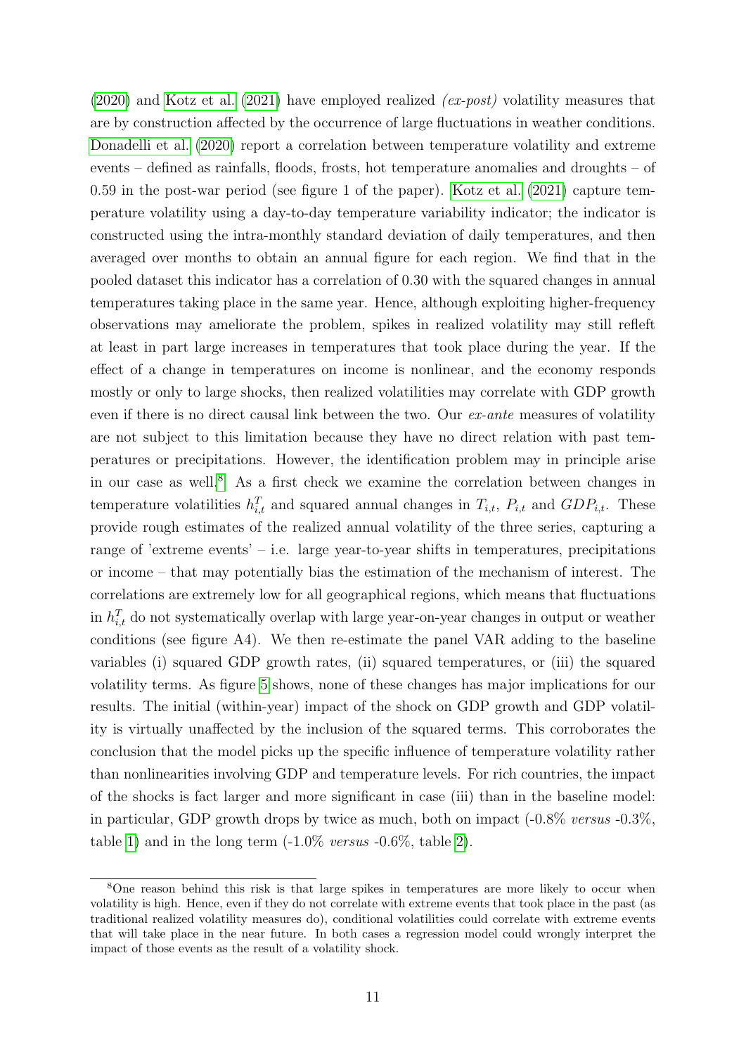(2020) and Kotz et al. (2021) have employed realized *(ex-post)* volatility measures that are by construction affected by the occurrence of large fluctuations in weather conditions. Donadelli et al. (2020) report a correlation between temperature volatility and extreme events – defined as rainfalls, floods, frosts, hot temperature anomalies and droughts – of 0.59 in the post-war period (see figure 1 of the paper). Kotz et al. (2021) capture temperature volatility using a day-to-day temperature variability indicator; the indicator is constructed using the intra-monthly standard deviation of daily temperatures, and then averaged over months to obtain an annual figure for each region. We find that in the pooled dataset this indicator has a correlation of 0.30 with the squared changes in annual temperatures taking place in the same year. Hence, although exploiting higher-frequency observations may ameliorate the problem, spikes in realized volatility may still reflect at least in part large increases in temperatures that took place during the year. If the effect of a change in temperatures on income is nonlinear, and the economy responds mostly or only to large shocks, then realized volatilities may correlate with GDP growth even if there is no direct causal link between the two. Our *ex-ante* measures of volatility are not subject to this limitation because they have no direct relation with past temperatures or precipitations. However, the identification problem may in principle arise in our case as well.[8] As a first check we examine the correlation between changes in temperature volatilities $h_{i,t}^{T}$ and squared annual changes in $T_{i,t}$, $P_{i,t}$ and $GDP_{i,t}$. These provide rough estimates of the realized annual volatility of the three series, capturing a range of 'extreme events' – i.e. large year-to-year shifts in temperatures, precipitations or income – that may potentially bias the estimation of the mechanism of interest. The correlations are extremely low for all geographical regions, which means that fluctuations in $h_{i,t}^{T}$ do not systematically overlap with large year-on-year changes in output or weather conditions (see figure A4). We then re-estimate the panel VAR adding to the baseline variables (i) squared GDP growth rates, (ii) squared temperatures, or (iii) the squared volatility terms. As figure 5 shows, none of these changes has major implications for our results. The initial (within-year) impact of the shock on GDP growth and GDP volatility is virtually unaffected by the inclusion of the squared terms. This corroborates the conclusion that the model picks up the specific influence of temperature volatility rather than nonlinearities involving GDP and temperature levels. For rich countries, the impact of the shocks is fact larger and more significant in case (iii) than in the baseline model: in particular, GDP growth drops by twice as much, both on impact (-0.8% *versus* -0.3%, table 1) and in the long term (-1.0% *versus* -0.6%, table 2).

[8] One reason behind this risk is that large spikes in temperatures are more likely to occur when volatility is high. Hence, even if they do not correlate with extreme events that took place in the past (as traditional realized volatility measures do), conditional volatilities could correlate with extreme events that will take place in the near future. In both cases a regression model could wrongly interpret the impact of those events as the result of a volatility shock.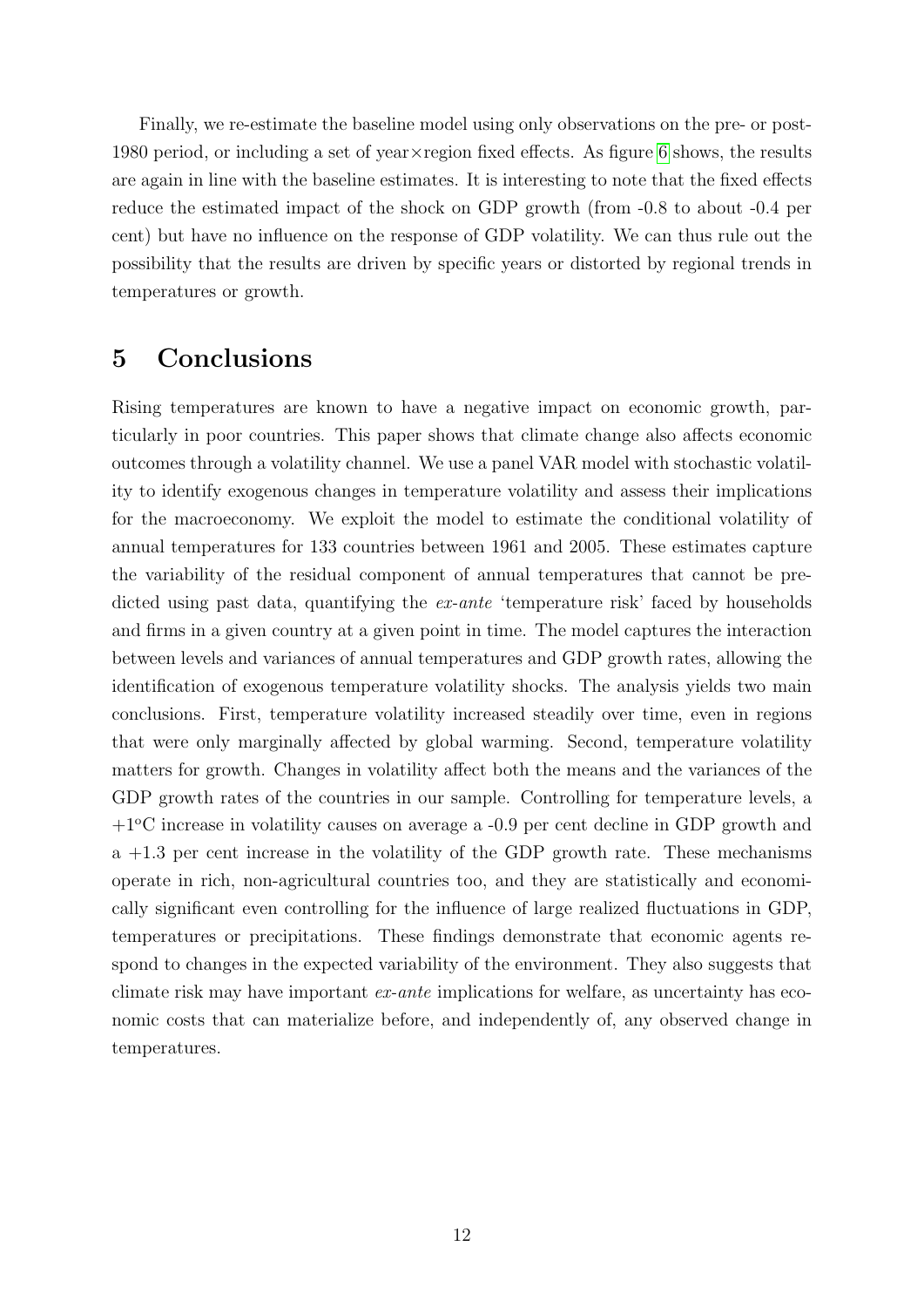Finally, we re-estimate the baseline model using only observations on the pre- or post-1980 period, or including a set of year×region fixed effects. As figure 6 shows, the results are again in line with the baseline estimates. It is interesting to note that the fixed effects reduce the estimated impact of the shock on GDP growth (from -0.8 to about -0.4 per cent) but have no influence on the response of GDP volatility. We can thus rule out the possibility that the results are driven by specific years or distorted by regional trends in temperatures or growth.

# 5 Conclusions

Rising temperatures are known to have a negative impact on economic growth, particularly in poor countries. This paper shows that climate change also affects economic outcomes through a volatility channel. We use a panel VAR model with stochastic volatility to identify exogenous changes in temperature volatility and assess their implications for the macroeconomy. We exploit the model to estimate the conditional volatility of annual temperatures for 133 countries between 1961 and 2005. These estimates capture the variability of the residual component of annual temperatures that cannot be predicted using past data, quantifying the *ex-ante* 'temperature risk' faced by households and firms in a given country at a given point in time. The model captures the interaction between levels and variances of annual temperatures and GDP growth rates, allowing the identification of exogenous temperature volatility shocks. The analysis yields two main conclusions. First, temperature volatility increased steadily over time, even in regions that were only marginally affected by global warming. Second, temperature volatility matters for growth. Changes in volatility affect both the means and the variances of the GDP growth rates of the countries in our sample. Controlling for temperature levels, a +1°C increase in volatility causes on average a -0.9 per cent decline in GDP growth and a +1.3 per cent increase in the volatility of the GDP growth rate. These mechanisms operate in rich, non-agricultural countries too, and they are statistically and economically significant even controlling for the influence of large realized fluctuations in GDP, temperatures or precipitations. These findings demonstrate that economic agents respond to changes in the expected variability of the environment. They also suggests that climate risk may have important *ex-ante* implications for welfare, as uncertainty has economic costs that can materialize before, and independently of, any observed change in temperatures.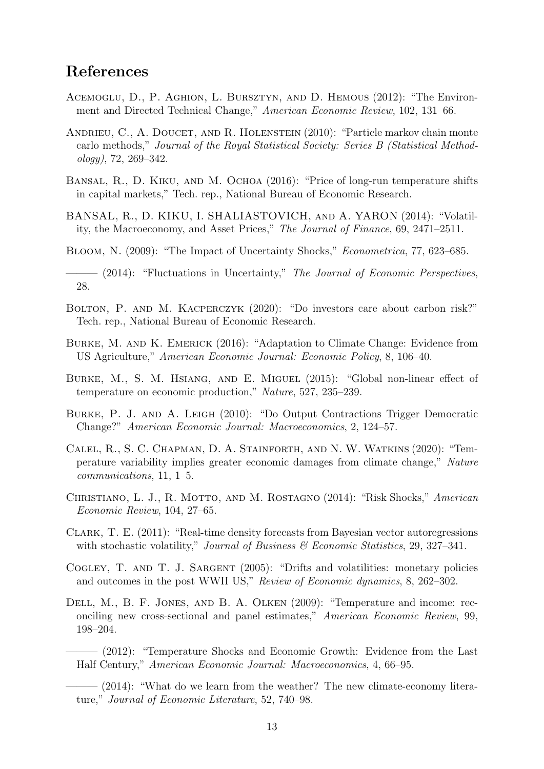# References

Acemoglu, D., P. Aghion, L. Bursztyn, and D. Hemous (2012): "The Environment and Directed Technical Change," *American Economic Review*, 102, 131–66.

Andrieu, C., A. Doucet, and R. Holenstein (2010): "Particle markov chain monte carlo methods," *Journal of the Royal Statistical Society: Series B (Statistical Methodology)*, 72, 269–342.

Bansal, R., D. Kiku, and M. Ochoa (2016): "Price of long-run temperature shifts in capital markets," Tech. rep., National Bureau of Economic Research.

BANSAL, R., D. KIKU, I. SHALIASTOVICH, and A. YARON (2014): "Volatility, the Macroeconomy, and Asset Prices," *The Journal of Finance*, 69, 2471–2511.

Bloom, N. (2009): "The Impact of Uncertainty Shocks," *Econometrica*, 77, 623–685.

——— (2014): "Fluctuations in Uncertainty," *The Journal of Economic Perspectives*, 28.

Bolton, P. and M. Kacperczyk (2020): "Do investors care about carbon risk?" Tech. rep., National Bureau of Economic Research.

Burke, M. and K. Emerick (2016): "Adaptation to Climate Change: Evidence from US Agriculture," *American Economic Journal: Economic Policy*, 8, 106–40.

Burke, M., S. M. Hsiang, and E. Miguel (2015): "Global non-linear effect of temperature on economic production," *Nature*, 527, 235–239.

Burke, P. J. and A. Leigh (2010): "Do Output Contractions Trigger Democratic Change?" *American Economic Journal: Macroeconomics*, 2, 124–57.

Calel, R., S. C. Chapman, D. A. Stainforth, and N. W. Watkins (2020): "Temperature variability implies greater economic damages from climate change," *Nature communications*, 11, 1–5.

Christiano, L. J., R. Motto, and M. Rostagno (2014): "Risk Shocks," *American Economic Review*, 104, 27–65.

Clark, T. E. (2011): "Real-time density forecasts from Bayesian vector autoregressions with stochastic volatility," *Journal of Business & Economic Statistics*, 29, 327–341.

Cogley, T. and T. J. Sargent (2005): "Drifts and volatilities: monetary policies and outcomes in the post WWII US," *Review of Economic dynamics*, 8, 262–302.

Dell, M., B. F. Jones, and B. A. Olken (2009): "Temperature and income: reconciling new cross-sectional and panel estimates," *American Economic Review*, 99, 198–204.

——— (2012): "Temperature Shocks and Economic Growth: Evidence from the Last Half Century," *American Economic Journal: Macroeconomics*, 4, 66–95.

——— (2014): "What do we learn from the weather? The new climate-economy literature," *Journal of Economic Literature*, 52, 740–98.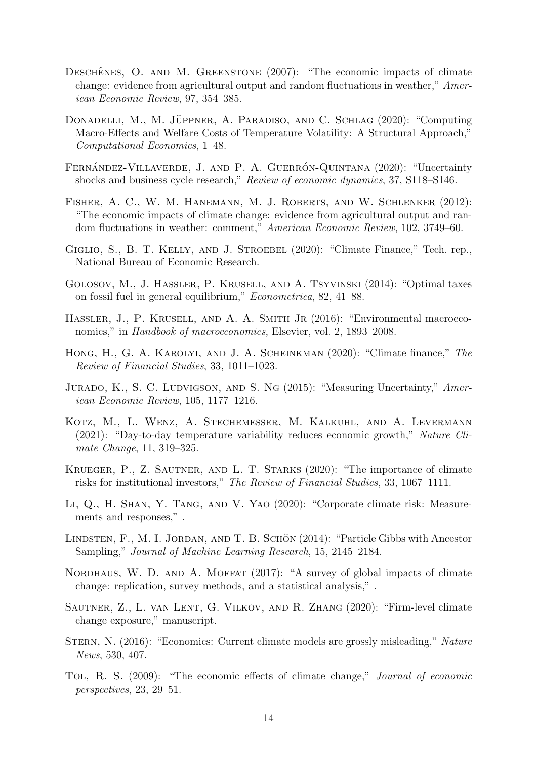Deschênes, O. and M. Greenstone (2007): "The economic impacts of climate change: evidence from agricultural output and random fluctuations in weather," *American Economic Review*, 97, 354–385.

Donadelli, M., M. Jüppner, A. Paradiso, and C. Schlag (2020): "Computing Macro-Effects and Welfare Costs of Temperature Volatility: A Structural Approach," *Computational Economics*, 1–48.

Fernández-Villaverde, J. and P. A. Guerrón-Quintana (2020): "Uncertainty shocks and business cycle research," *Review of economic dynamics*, 37, S118–S146.

Fisher, A. C., W. M. Hanemann, M. J. Roberts, and W. Schlenker (2012): "The economic impacts of climate change: evidence from agricultural output and random fluctuations in weather: comment," *American Economic Review*, 102, 3749–60.

Giglio, S., B. T. Kelly, and J. Stroebel (2020): "Climate Finance," Tech. rep., National Bureau of Economic Research.

Golosov, M., J. Hassler, P. Krusell, and A. Tsyvinski (2014): "Optimal taxes on fossil fuel in general equilibrium," *Econometrica*, 82, 41–88.

Hassler, J., P. Krusell, and A. A. Smith Jr (2016): "Environmental macroeconomics," in *Handbook of macroeconomics*, Elsevier, vol. 2, 1893–2008.

Hong, H., G. A. Karolyi, and J. A. Scheinkman (2020): "Climate finance," *The Review of Financial Studies*, 33, 1011–1023.

Jurado, K., S. C. Ludvigson, and S. Ng (2015): "Measuring Uncertainty," *American Economic Review*, 105, 1177–1216.

Kotz, M., L. Wenz, A. Stechemesser, M. Kalkuhl, and A. Levermann (2021): "Day-to-day temperature variability reduces economic growth," *Nature Climate Change*, 11, 319–325.

Krueger, P., Z. Sautner, and L. T. Starks (2020): "The importance of climate risks for institutional investors," *The Review of Financial Studies*, 33, 1067–1111.

Li, Q., H. Shan, Y. Tang, and V. Yao (2020): "Corporate climate risk: Measurements and responses," .

Lindsten, F., M. I. Jordan, and T. B. Schön (2014): "Particle Gibbs with Ancestor Sampling," *Journal of Machine Learning Research*, 15, 2145–2184.

Nordhaus, W. D. and A. Moffat (2017): "A survey of global impacts of climate change: replication, survey methods, and a statistical analysis," .

Sautner, Z., L. van Lent, G. Vilkov, and R. Zhang (2020): "Firm-level climate change exposure," manuscript.

Stern, N. (2016): "Economics: Current climate models are grossly misleading," *Nature News*, 530, 407.

Tol, R. S. (2009): "The economic effects of climate change," *Journal of economic perspectives*, 23, 29–51.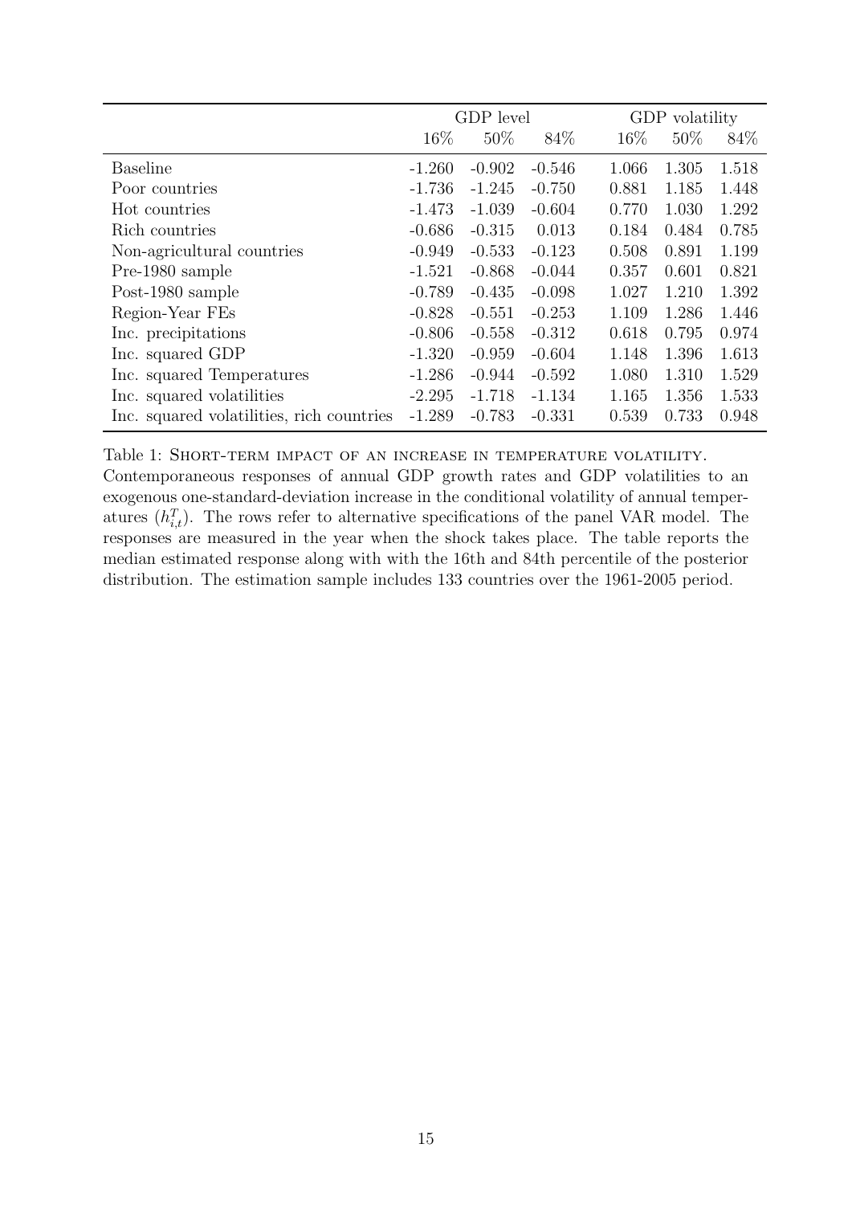| | GDP level | | | GDP volatility | | |
|---|---|---|---|---|---|---|
| | 16% | 50% | 84% | 16% | 50% | 84% |
| Baseline | -1.260 | -0.902 | -0.546 | 1.066 | 1.305 | 1.518 |
| Poor countries | -1.736 | -1.245 | -0.750 | 0.881 | 1.185 | 1.448 |
| Hot countries | -1.473 | -1.039 | -0.604 | 0.770 | 1.030 | 1.292 |
| Rich countries | -0.686 | -0.315 | 0.013 | 0.184 | 0.484 | 0.785 |
| Non-agricultural countries | -0.949 | -0.533 | -0.123 | 0.508 | 0.891 | 1.199 |
| Pre-1980 sample | -1.521 | -0.868 | -0.044 | 0.357 | 0.601 | 0.821 |
| Post-1980 sample | -0.789 | -0.435 | -0.098 | 1.027 | 1.210 | 1.392 |
| Region-Year FEs | -0.828 | -0.551 | -0.253 | 1.109 | 1.286 | 1.446 |
| Inc. precipitations | -0.806 | -0.558 | -0.312 | 0.618 | 0.795 | 0.974 |
| Inc. squared GDP | -1.320 | -0.959 | -0.604 | 1.148 | 1.396 | 1.613 |
| Inc. squared Temperatures | -1.286 | -0.944 | -0.592 | 1.080 | 1.310 | 1.529 |
| Inc. squared volatilities | -2.295 | -1.718 | -1.134 | 1.165 | 1.356 | 1.533 |
| Inc. squared volatilities, rich countries | -1.289 | -0.783 | -0.331 | 0.539 | 0.733 | 0.948 |

Table 1: SHORT-TERM IMPACT OF AN INCREASE IN TEMPERATURE VOLATILITY. Contemporaneous responses of annual GDP growth rates and GDP volatilities to an exogenous one-standard-deviation increase in the conditional volatility of annual temperatures ($h^T_{i,t}$). The rows refer to alternative specifications of the panel VAR model. The responses are measured in the year when the shock takes place. The table reports the median estimated response along with with the 16th and 84th percentile of the posterior distribution. The estimation sample includes 133 countries over the 1961-2005 period.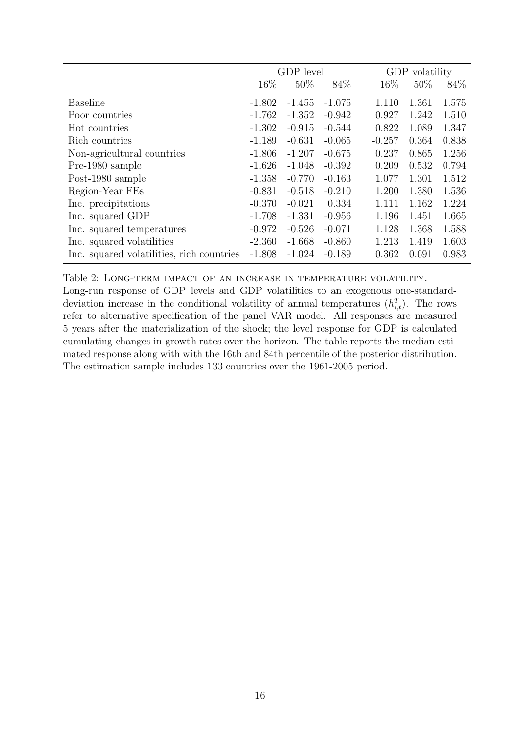| | GDP level | | | GDP volatility | | |
|---|---|---|---|---|---|---|
| | 16% | 50% | 84% | 16% | 50% | 84% |
| Baseline | -1.802 | -1.455 | -1.075 | 1.110 | 1.361 | 1.575 |
| Poor countries | -1.762 | -1.352 | -0.942 | 0.927 | 1.242 | 1.510 |
| Hot countries | -1.302 | -0.915 | -0.544 | 0.822 | 1.089 | 1.347 |
| Rich countries | -1.189 | -0.631 | -0.065 | -0.257 | 0.364 | 0.838 |
| Non-agricultural countries | -1.806 | -1.207 | -0.675 | 0.237 | 0.865 | 1.256 |
| Pre-1980 sample | -1.626 | -1.048 | -0.392 | 0.209 | 0.532 | 0.794 |
| Post-1980 sample | -1.358 | -0.770 | -0.163 | 1.077 | 1.301 | 1.512 |
| Region-Year FEs | -0.831 | -0.518 | -0.210 | 1.200 | 1.380 | 1.536 |
| Inc. precipitations | -0.370 | -0.021 | 0.334 | 1.111 | 1.162 | 1.224 |
| Inc. squared GDP | -1.708 | -1.331 | -0.956 | 1.196 | 1.451 | 1.665 |
| Inc. squared temperatures | -0.972 | -0.526 | -0.071 | 1.128 | 1.368 | 1.588 |
| Inc. squared volatilities | -2.360 | -1.668 | -0.860 | 1.213 | 1.419 | 1.603 |
| Inc. squared volatilities, rich countries | -1.808 | -1.024 | -0.189 | 0.362 | 0.691 | 0.983 |

Table 2: LONG-TERM IMPACT OF AN INCREASE IN TEMPERATURE VOLATILITY.
Long-run response of GDP levels and GDP volatilities to an exogenous one-standard-deviation increase in the conditional volatility of annual temperatures ($h^T_{i,t}$). The rows refer to alternative specification of the panel VAR model. All responses are measured 5 years after the materialization of the shock; the level response for GDP is calculated cumulating changes in growth rates over the horizon. The table reports the median estimated response along with with the 16th and 84th percentile of the posterior distribution. The estimation sample includes 133 countries over the 1961-2005 period.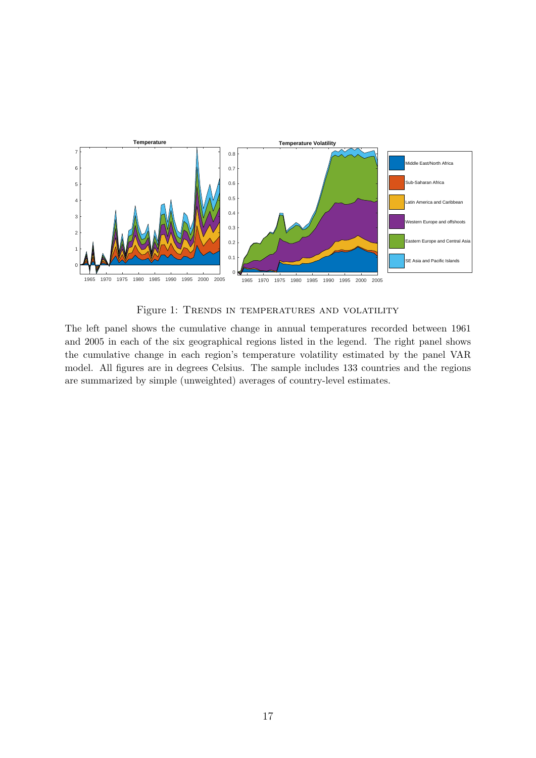Figure 1: Trends in temperatures and volatility

The left panel shows the cumulative change in annual temperatures recorded between 1961 and 2005 in each of the six geographical regions listed in the legend. The right panel shows the cumulative change in each region's temperature volatility estimated by the panel VAR model. All figures are in degrees Celsius. The sample includes 133 countries and the regions are summarized by simple (unweighted) averages of country-level estimates.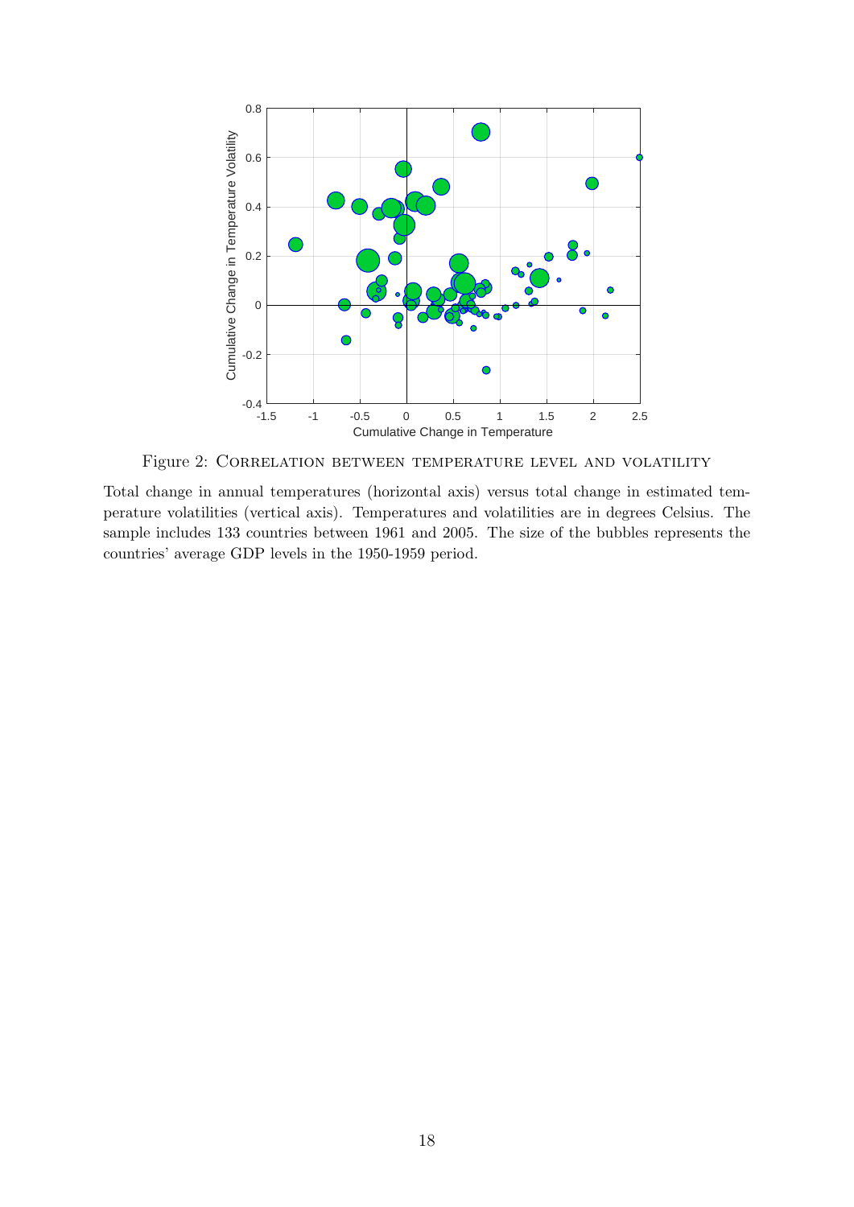Figure 2: Correlation between temperature level and volatility

Total change in annual temperatures (horizontal axis) versus total change in estimated temperature volatilities (vertical axis). Temperatures and volatilities are in degrees Celsius. The sample includes 133 countries between 1961 and 2005. The size of the bubbles represents the countries' average GDP levels in the 1950-1959 period.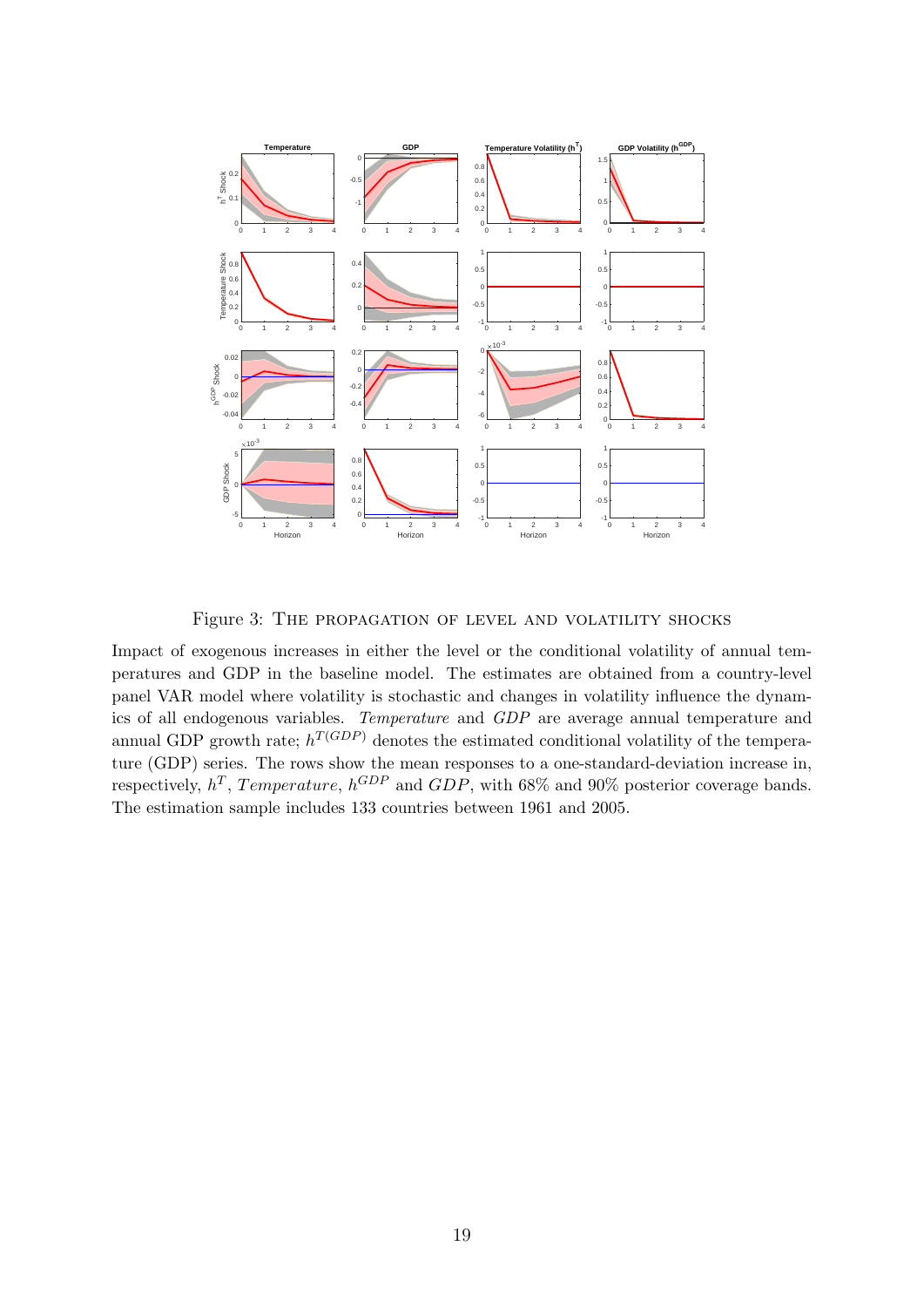Figure 3: THE PROPAGATION OF LEVEL AND VOLATILITY SHOCKS

Impact of exogenous increases in either the level or the conditional volatility of annual temperatures and GDP in the baseline model. The estimates are obtained from a country-level panel VAR model where volatility is stochastic and changes in volatility influence the dynamics of all endogenous variables. *Temperature* and *GDP* are average annual temperature and annual GDP growth rate; $h^{T(GDP)}$ denotes the estimated conditional volatility of the temperature (GDP) series. The rows show the mean responses to a one-standard-deviation increase in, respectively, $h^T$, *Temperature*, $h^{GDP}$ and *GDP*, with 68% and 90% posterior coverage bands. The estimation sample includes 133 countries between 1961 and 2005.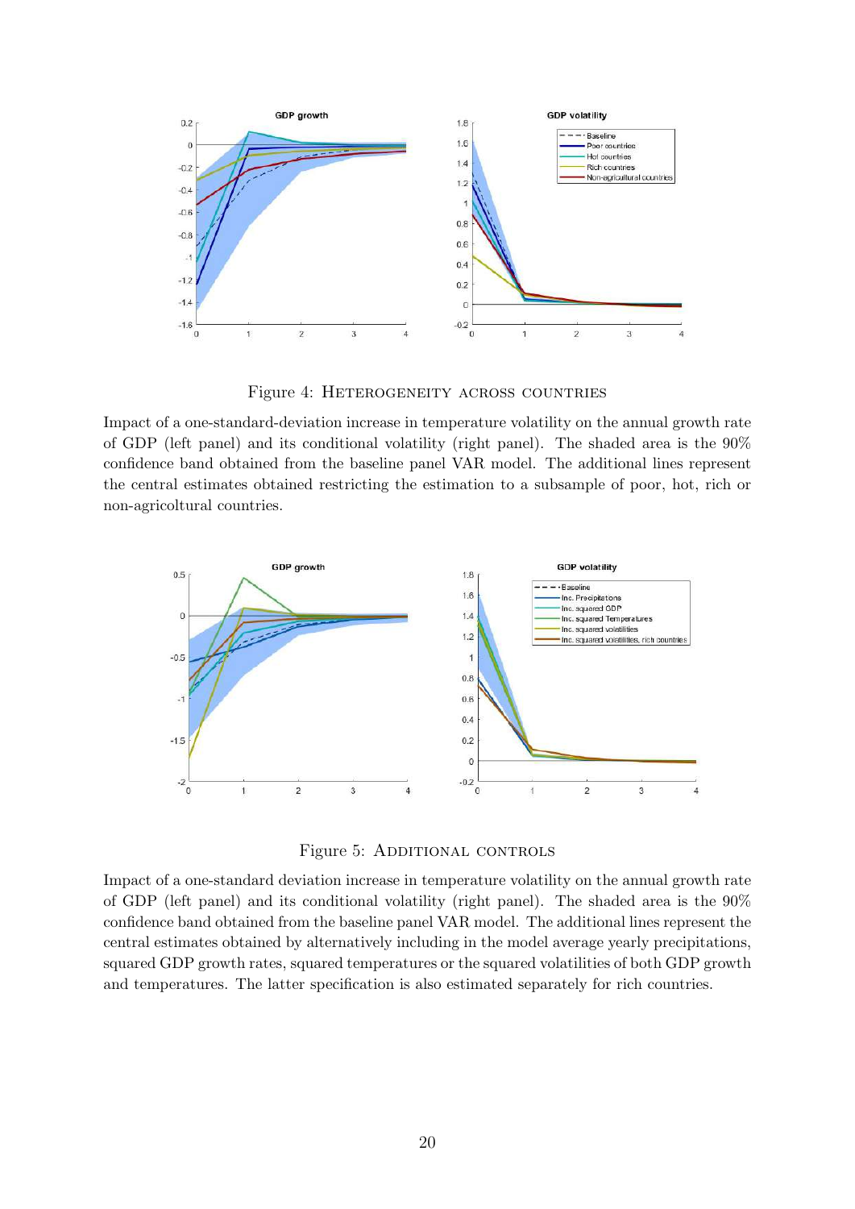Figure 4: Heterogeneity across countries

Impact of a one-standard-deviation increase in temperature volatility on the annual growth rate of GDP (left panel) and its conditional volatility (right panel). The shaded area is the 90% confidence band obtained from the baseline panel VAR model. The additional lines represent the central estimates obtained restricting the estimation to a subsample of poor, hot, rich or non-agricoltural countries.

Figure 5: Additional controls

Impact of a one-standard deviation increase in temperature volatility on the annual growth rate of GDP (left panel) and its conditional volatility (right panel). The shaded area is the 90% confidence band obtained from the baseline panel VAR model. The additional lines represent the central estimates obtained by alternatively including in the model average yearly precipitations, squared GDP growth rates, squared temperatures or the squared volatilities of both GDP growth and temperatures. The latter specification is also estimated separately for rich countries.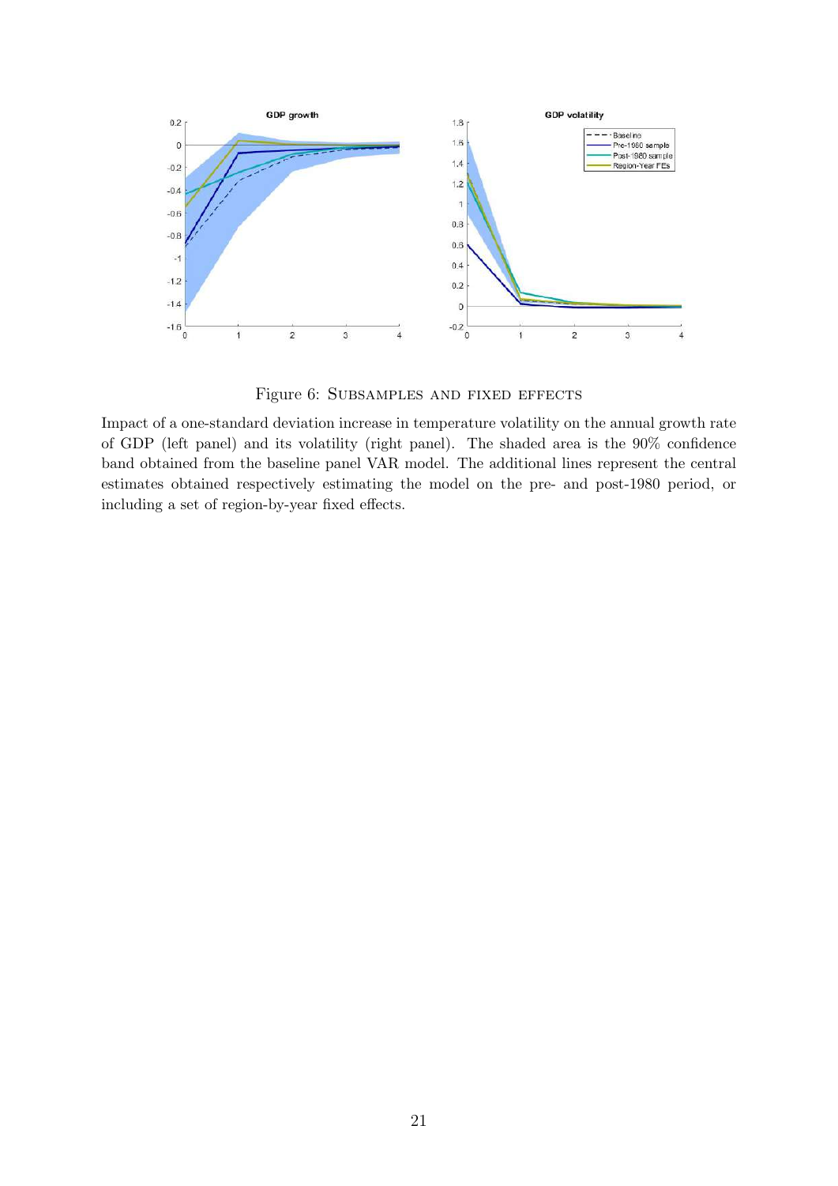Figure 6: Subsamples and fixed effects

Impact of a one-standard deviation increase in temperature volatility on the annual growth rate of GDP (left panel) and its volatility (right panel). The shaded area is the 90% confidence band obtained from the baseline panel VAR model. The additional lines represent the central estimates obtained respectively estimating the model on the pre- and post-1980 period, or including a set of region-by-year fixed effects.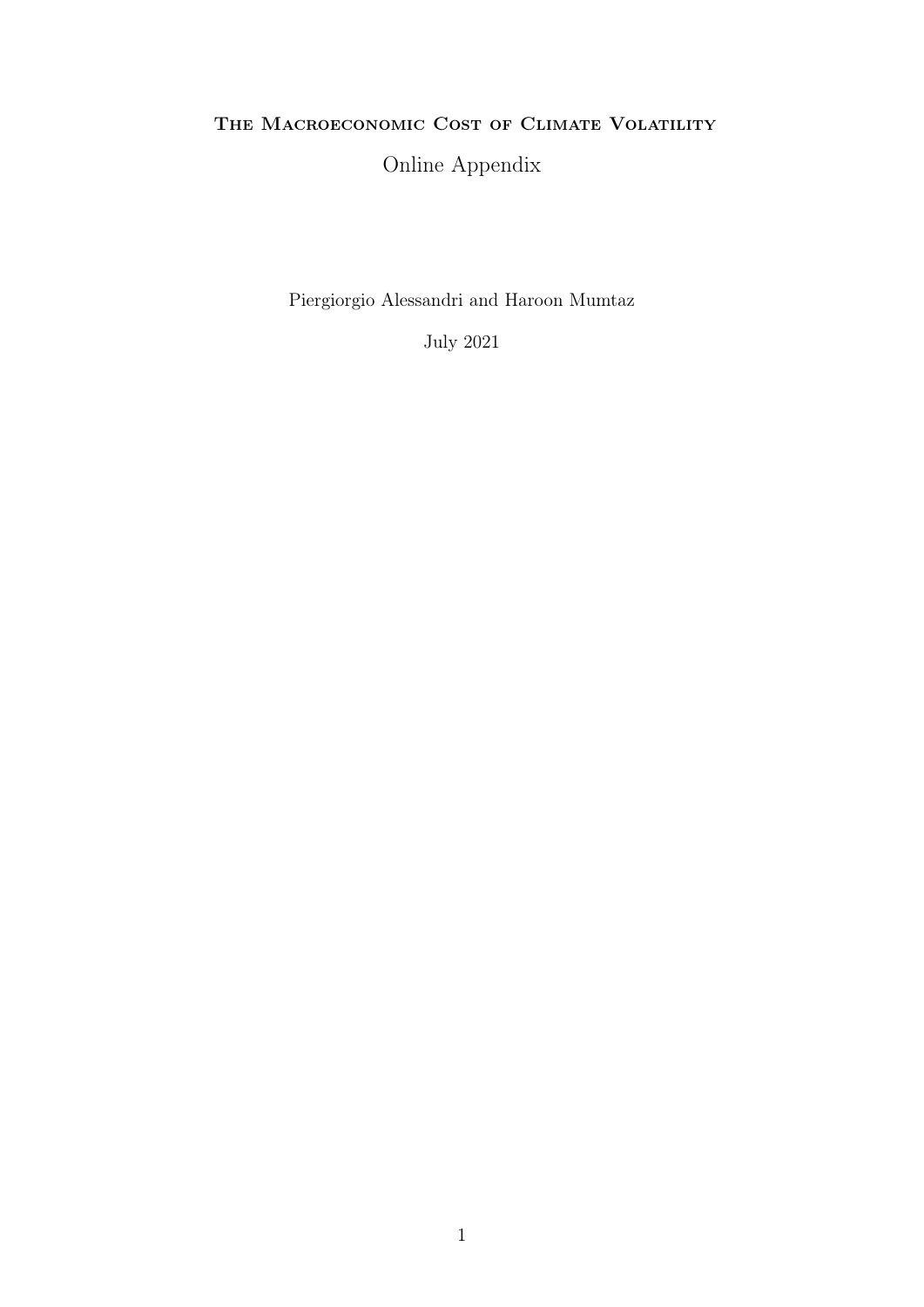**The Macroeconomic Cost of Climate Volatility**

Online Appendix

Piergiorgio Alessandri and Haroon Mumtaz

July 2021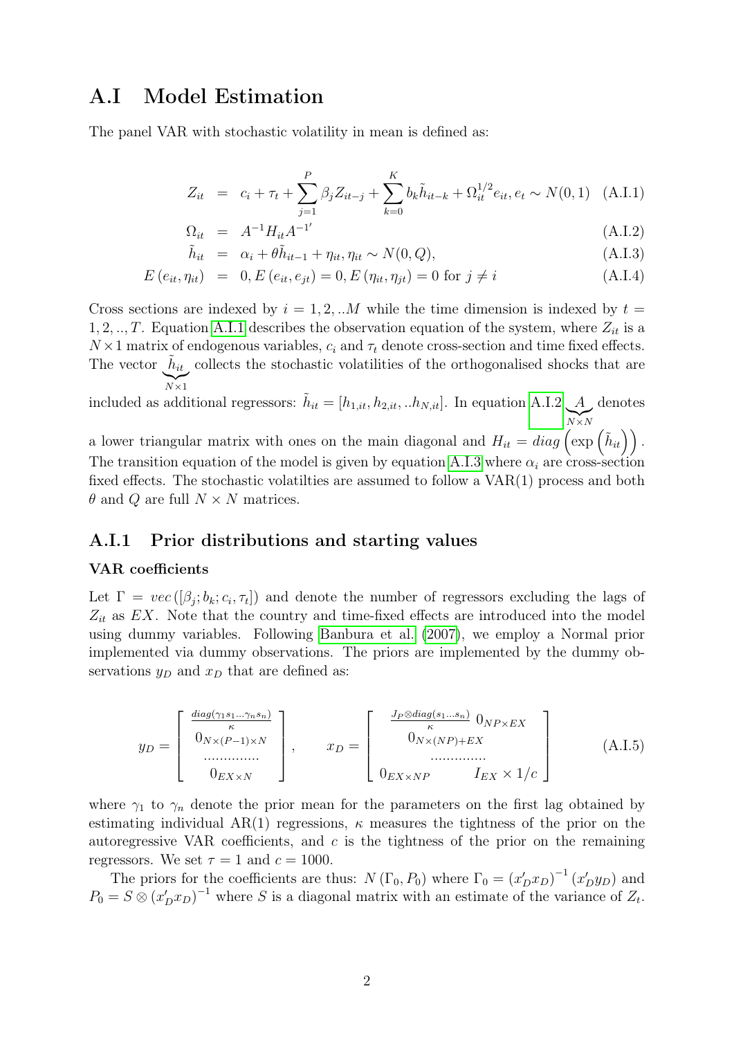## A.I Model Estimation

The panel VAR with stochastic volatility in mean is defined as:

$$
\begin{aligned}
Z_{it} &= c_i + \tau_t + \sum_{j=1}^{P} \beta_j Z_{it-j} + \sum_{k=0}^{K} b_k \tilde{h}_{it-k} + \Omega_{it}^{1/2} e_{it}, e_t \sim N(0,1) && \text{(A.I.1)} \\
\Omega_{it} &= A^{-1} H_{it} A^{-1'} && \text{(A.I.2)} \\
\tilde{h}_{it} &= \alpha_i + \theta \tilde{h}_{it-1} + \eta_{it}, \eta_{it} \sim N(0, Q), && \text{(A.I.3)} \\
E(e_{it}, \eta_{it}) &= 0, E(e_{it}, e_{jt}) = 0, E(\eta_{it}, \eta_{jt}) = 0 \text{ for } j \neq i && \text{(A.I.4)}
\end{aligned}
$$

Cross sections are indexed by $i = 1, 2, ..M$ while the time dimension is indexed by $t = 1, 2, .., T$. Equation A.I.1 describes the observation equation of the system, where $Z_{it}$ is a $N \times 1$ matrix of endogenous variables, $c_i$ and $\tau_t$ denote cross-section and time fixed effects. The vector $\underbrace{\tilde{h}_{it}}_{N\times 1}$ collects the stochastic volatilities of the orthogonalised shocks that are included as additional regressors: $\tilde{h}_{it} = [h_{1,it}, h_{2,it}, ..h_{N,it}]$. In equation A.I.2 $\underbrace{A}_{N\times N}$ denotes a lower triangular matrix with ones on the main diagonal and $H_{it} = diag\left(\exp\left(\tilde{h}_{it}\right)\right)$. The transition equation of the model is given by equation A.I.3 where $\alpha_i$ are cross-section fixed effects. The stochastic volatilties are assumed to follow a VAR(1) process and both $\theta$ and $Q$ are full $N \times N$ matrices.

### A.I.1 Prior distributions and starting values

**VAR coefficients**

Let $\Gamma = vec([\beta_j; b_k; c_i, \tau_t])$ and denote the number of regressors excluding the lags of $Z_{it}$ as $EX$. Note that the country and time-fixed effects are introduced into the model using dummy variables. Following Banbura et al. (2007), we employ a Normal prior implemented via dummy observations. The priors are implemented by the dummy observations $y_D$ and $x_D$ that are defined as:

$$
y_D = \begin{bmatrix} \frac{diag(\gamma_1 s_1 \ldots \gamma_n s_n)}{\kappa} \\ 0_{N\times(P-1)\times N} \\ \ldots\ldots\ldots\ldots \\ 0_{EX\times N} \end{bmatrix}, \qquad x_D = \begin{bmatrix} \frac{J_P \otimes diag(s_1 \ldots s_n)}{\kappa} \; 0_{NP\times EX} \\ 0_{N\times(NP)+EX} \\ \ldots\ldots\ldots\ldots \\ 0_{EX\times NP} \qquad I_{EX} \times 1/c \end{bmatrix} \quad \text{(A.I.5)}
$$

where $\gamma_1$ to $\gamma_n$ denote the prior mean for the parameters on the first lag obtained by estimating individual AR(1) regressions, $\kappa$ measures the tightness of the prior on the autoregressive VAR coefficients, and $c$ is the tightness of the prior on the remaining regressors. We set $\tau = 1$ and $c = 1000$.

The priors for the coefficients are thus: $N(\Gamma_0, P_0)$ where $\Gamma_0 = (x_D' x_D)^{-1}(x_D' y_D)$ and $P_0 = S \otimes (x_D' x_D)^{-1}$ where $S$ is a diagonal matrix with an estimate of the variance of $Z_t$.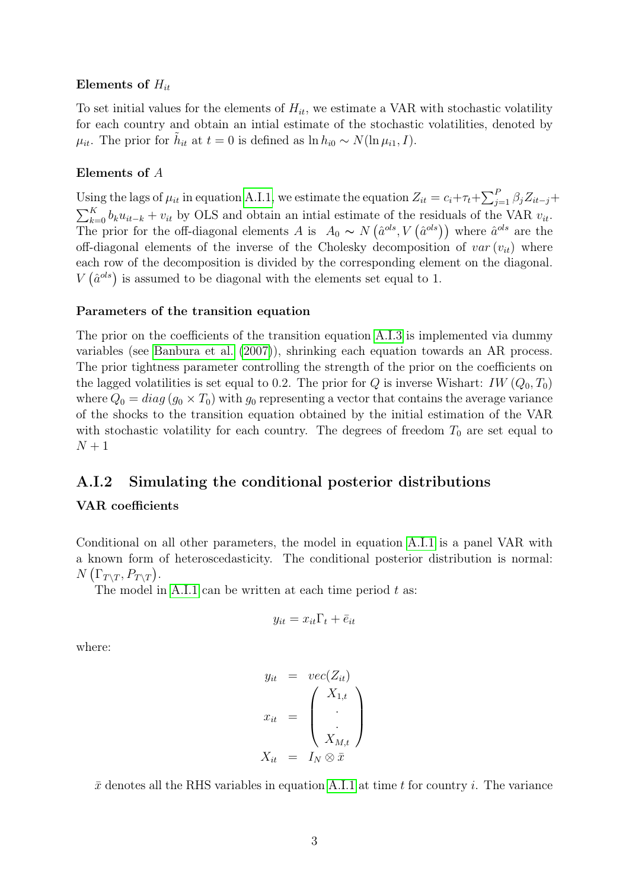**Elements of $H_{it}$**

To set initial values for the elements of $H_{it}$, we estimate a VAR with stochastic volatility for each country and obtain an intial estimate of the stochastic volatilities, denoted by $\mu_{it}$. The prior for $\tilde{h}_{it}$ at $t = 0$ is defined as $\ln h_{i0} \sim N(\ln \mu_{i1}, I)$.

**Elements of $A$**

Using the lags of $\mu_{it}$ in equation A.I.1, we estimate the equation $Z_{it} = c_i + \tau_t + \sum_{j=1}^{P} \beta_j Z_{it-j} + \sum_{k=0}^{K} b_k u_{it-k} + v_{it}$ by OLS and obtain an intial estimate of the residuals of the VAR $v_{it}$. The prior for the off-diagonal elements $A$ is $A_0 \sim N\left(\hat{a}^{ols}, V\left(\hat{a}^{ols}\right)\right)$ where $\hat{a}^{ols}$ are the off-diagonal elements of the inverse of the Cholesky decomposition of $var\left(v_{it}\right)$ where each row of the decomposition is divided by the corresponding element on the diagonal. $V\left(\hat{a}^{ols}\right)$ is assumed to be diagonal with the elements set equal to 1.

**Parameters of the transition equation**

The prior on the coefficients of the transition equation A.I.3 is implemented via dummy variables (see Banbura et al. (2007)), shrinking each equation towards an AR process. The prior tightness parameter controlling the strength of the prior on the coefficients on the lagged volatilities is set equal to 0.2. The prior for $Q$ is inverse Wishart: $IW\left(Q_0, T_0\right)$ where $Q_0 = diag\left(g_0 \times T_0\right)$ with $g_0$ representing a vector that contains the average variance of the shocks to the transition equation obtained by the initial estimation of the VAR with stochastic volatility for each country. The degrees of freedom $T_0$ are set equal to $N + 1$

## A.I.2 Simulating the conditional posterior distributions

**VAR coefficients**

Conditional on all other parameters, the model in equation A.I.1 is a panel VAR with a known form of heteroscedasticity. The conditional posterior distribution is normal: $N\left(\Gamma_{T\backslash T}, P_{T\backslash T}\right)$.

The model in A.I.1 can be written at each time period $t$ as:

$$y_{it} = x_{it}\Gamma_t + \bar{e}_{it}$$

where:

$$\begin{aligned} y_{it} &= vec(Z_{it}) \\ x_{it} &= \begin{pmatrix} X_{1,t} \\ . \\ . \\ X_{M,t} \end{pmatrix} \\ X_{it} &= I_N \otimes \bar{x} \end{aligned}$$

$\bar{x}$ denotes all the RHS variables in equation A.I.1 at time $t$ for country $i$. The variance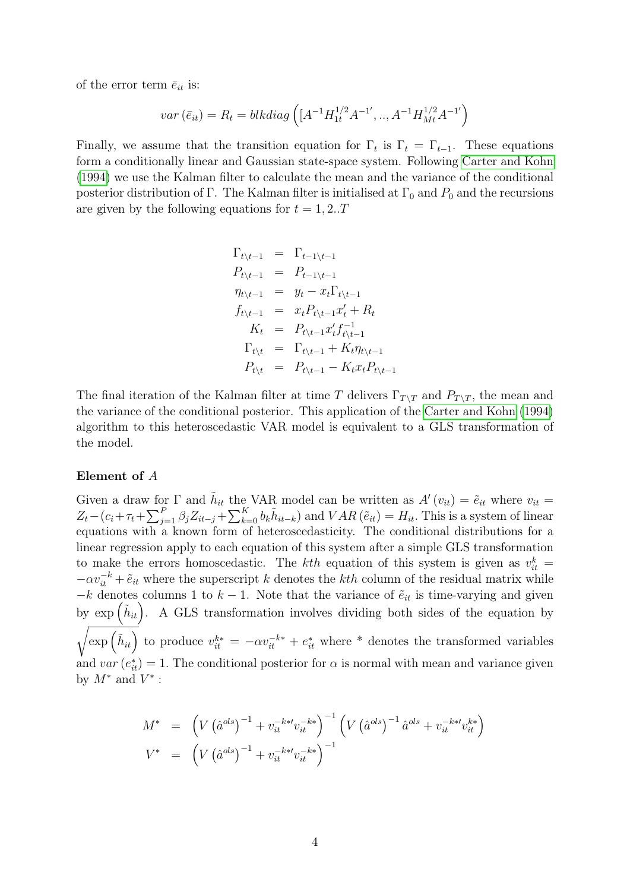of the error term $\bar{e}_{it}$ is:

$$var(\bar{e}_{it}) = R_t = blkdiag\left([A^{-1}H_{1t}^{1/2}A^{-1'}, .., A^{-1}H_{Mt}^{1/2}A^{-1'}\right)$$

Finally, we assume that the transition equation for $\Gamma_t$ is $\Gamma_t = \Gamma_{t-1}$. These equations form a conditionally linear and Gaussian state-space system. Following Carter and Kohn (1994) we use the Kalman filter to calculate the mean and the variance of the conditional posterior distribution of $\Gamma$. The Kalman filter is initialised at $\Gamma_0$ and $P_0$ and the recursions are given by the following equations for $t = 1, 2..T$

$$\begin{aligned}
\Gamma_{t\backslash t-1} &= \Gamma_{t-1\backslash t-1} \\
P_{t\backslash t-1} &= P_{t-1\backslash t-1} \\
\eta_{t\backslash t-1} &= y_t - x_t\Gamma_{t\backslash t-1} \\
f_{t\backslash t-1} &= x_t P_{t\backslash t-1} x_t' + R_t \\
K_t &= P_{t\backslash t-1} x_t' f_{t\backslash t-1}^{-1} \\
\Gamma_{t\backslash t} &= \Gamma_{t\backslash t-1} + K_t \eta_{t\backslash t-1} \\
P_{t\backslash t} &= P_{t\backslash t-1} - K_t x_t P_{t\backslash t-1}
\end{aligned}$$

The final iteration of the Kalman filter at time $T$ delivers $\Gamma_{T\backslash T}$ and $P_{T\backslash T}$, the mean and the variance of the conditional posterior. This application of the Carter and Kohn (1994) algorithm to this heteroscedastic VAR model is equivalent to a GLS transformation of the model.

**Element of $A$**

Given a draw for $\Gamma$ and $\tilde{h}_{it}$ the VAR model can be written as $A'(v_{it}) = \tilde{e}_{it}$ where $v_{it} = Z_t - (c_i + \tau_t + \sum_{j=1}^{P} \beta_j Z_{it-j} + \sum_{k=0}^{K} b_k \tilde{h}_{it-k})$ and $VAR(\tilde{e}_{it}) = H_{it}$. This is a system of linear equations with a known form of heteroscedasticity. The conditional distributions for a linear regression apply to each equation of this system after a simple GLS transformation to make the errors homoscedastic. The $kth$ equation of this system is given as $v_{it}^{k} = -\alpha v_{it}^{-k} + \tilde{e}_{it}$ where the superscript $k$ denotes the $kth$ column of the residual matrix while $-k$ denotes columns 1 to $k-1$. Note that the variance of $\tilde{e}_{it}$ is time-varying and given by $\exp\left(\tilde{h}_{it}\right)$. A GLS transformation involves dividing both sides of the equation by $\sqrt{\exp\left(\tilde{h}_{it}\right)}$ to produce $v_{it}^{k*} = -\alpha v_{it}^{-k*} + e_{it}^{*}$ where $*$ denotes the transformed variables and $var(e_{it}^{*}) = 1$. The conditional posterior for $\alpha$ is normal with mean and variance given by $M^*$ and $V^*$ :

$$\begin{aligned}
M^* &= \left(V\left(\hat{a}^{ols}\right)^{-1} + v_{it}^{-k*\prime} v_{it}^{-k*}\right)^{-1}\left(V\left(\hat{a}^{ols}\right)^{-1}\hat{a}^{ols} + v_{it}^{-k*\prime} v_{it}^{k*}\right) \\
V^* &= \left(V\left(\hat{a}^{ols}\right)^{-1} + v_{it}^{-k*\prime} v_{it}^{-k*}\right)^{-1}
\end{aligned}$$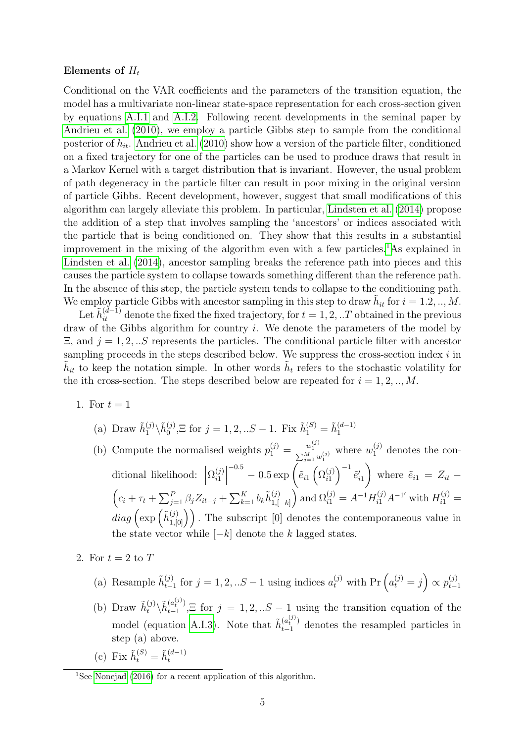**Elements of $H_t$**

Conditional on the VAR coefficients and the parameters of the transition equation, the model has a multivariate non-linear state-space representation for each cross-section given by equations A.I.1 and A.I.2. Following recent developments in the seminal paper by Andrieu et al. (2010), we employ a particle Gibbs step to sample from the conditional posterior of $h_{it}$. Andrieu et al. (2010) show how a version of the particle filter, conditioned on a fixed trajectory for one of the particles can be used to produce draws that result in a Markov Kernel with a target distribution that is invariant. However, the usual problem of path degeneracy in the particle filter can result in poor mixing in the original version of particle Gibbs. Recent development, however, suggest that small modifications of this algorithm can largely alleviate this problem. In particular, Lindsten et al. (2014) propose the addition of a step that involves sampling the 'ancestors' or indices associated with the particle that is being conditioned on. They show that this results in a substantial improvement in the mixing of the algorithm even with a few particles.[1] As explained in Lindsten et al. (2014), ancestor sampling breaks the reference path into pieces and this causes the particle system to collapse towards something different than the reference path. In the absence of this step, the particle system tends to collapse to the conditioning path. We employ particle Gibbs with ancestor sampling in this step to draw $\tilde{h}_{it}$ for $i = 1.2, .., M$.

Let $\tilde{h}_{it}^{(d-1)}$ denote the fixed the fixed trajectory, for $t = 1, 2, ..T$ obtained in the previous draw of the Gibbs algorithm for country $i$. We denote the parameters of the model by $\Xi$, and $j = 1, 2, ..S$ represents the particles. The conditional particle filter with ancestor sampling proceeds in the steps described below. We suppress the cross-section index $i$ in $\tilde{h}_{it}$ to keep the notation simple. In other words $\tilde{h}_t$ refers to the stochastic volatility for the ith cross-section. The steps described below are repeated for $i = 1, 2, .., M$.

1. For $t = 1$

   (a) Draw $\tilde{h}_1^{(j)} \backslash \tilde{h}_0^{(j)}, \Xi$ for $j = 1, 2, ..S - 1$. Fix $\tilde{h}_1^{(S)} = \tilde{h}_1^{(d-1)}$

   (b) Compute the normalised weights $p_1^{(j)} = \frac{w_1^{(j)}}{\sum_{j=1}^{M} w_1^{(j)}}$ where $w_1^{(j)}$ denotes the conditional likelihood: $\left|\Omega_{i1}^{(j)}\right|^{-0.5} - 0.5 \exp\left(\tilde{e}_{i1}\left(\Omega_{i1}^{(j)}\right)^{-1}\tilde{e}_{i1}'\right)$ where $\tilde{e}_{i1} = Z_{it} - \left(c_i + \tau_t + \sum_{j=1}^{P}\beta_j Z_{it-j} + \sum_{k=1}^{K} b_k \tilde{h}_{1,[-k]}^{(j)}\right)$ and $\Omega_{i1}^{(j)} = A^{-1}H_{i1}^{(j)}A^{-1'}$ with $H_{i1}^{(j)} = diag\left(\exp\left(\tilde{h}_{1,[0]}^{(j)}\right)\right)$. The subscript [0] denotes the contemporaneous value in the state vector while $[-k]$ denote the $k$ lagged states.

2. For $t = 2$ to $T$

   (a) Resample $\tilde{h}_{t-1}^{(j)}$ for $j = 1, 2, ..S - 1$ using indices $a_t^{(j)}$ with $\Pr\left(a_t^{(j)} = j\right) \propto p_{t-1}^{(j)}$

   (b) Draw $\tilde{h}_t^{(j)} \backslash \tilde{h}_{t-1}^{(a_t^{(j)})}, \Xi$ for $j = 1, 2, ..S - 1$ using the transition equation of the model (equation A.I.3). Note that $\tilde{h}_{t-1}^{(a_t^{(j)})}$ denotes the resampled particles in step (a) above.

   (c) Fix $\tilde{h}_t^{(S)} = \tilde{h}_t^{(d-1)}$

[1] See Nonejad (2016) for a recent application of this algorithm.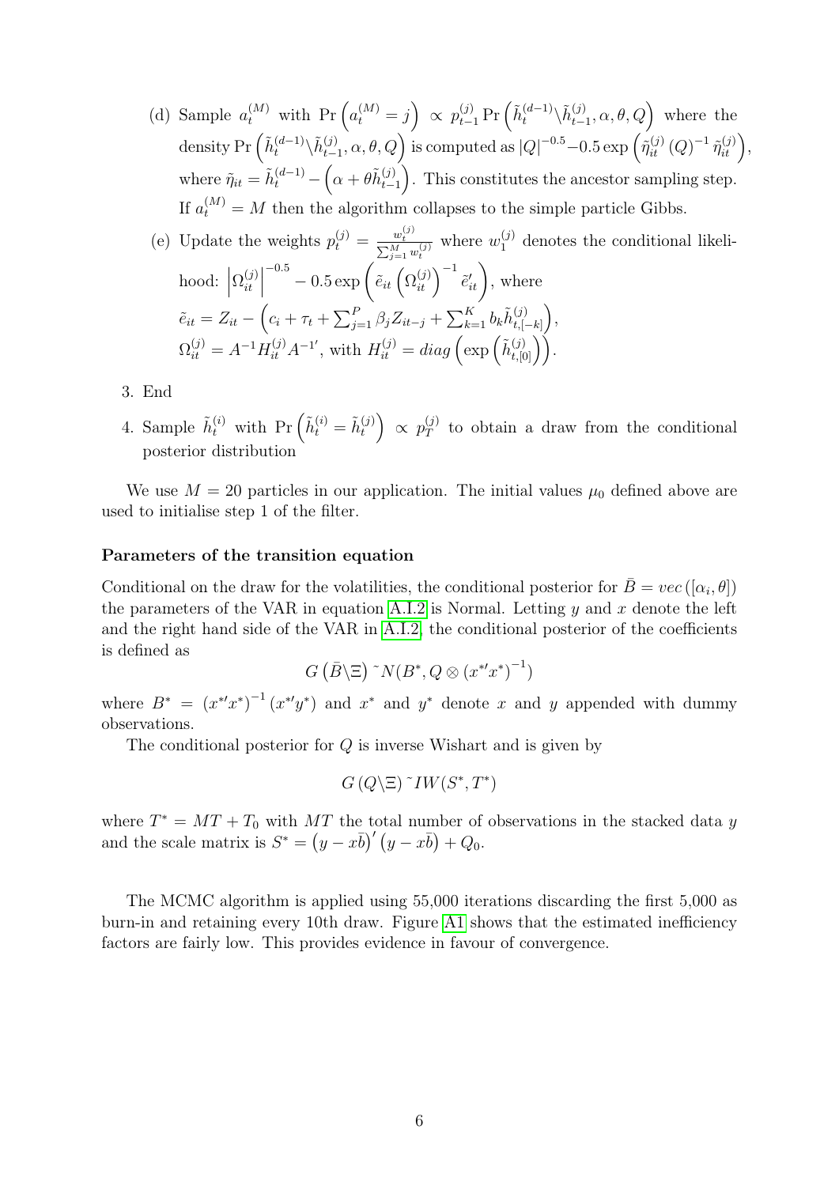(d) Sample $a_t^{(M)}$ with $\Pr\left(a_t^{(M)} = j\right) \propto p_{t-1}^{(j)} \Pr\left(\tilde{h}_t^{(d-1)} \backslash \tilde{h}_{t-1}^{(j)}, \alpha, \theta, Q\right)$ where the density $\Pr\left(\tilde{h}_t^{(d-1)} \backslash \tilde{h}_{t-1}^{(j)}, \alpha, \theta, Q\right)$ is computed as $|Q|^{-0.5} - 0.5 \exp\left(\tilde{\eta}_{it}^{(j)} (Q)^{-1} \tilde{\eta}_{it}^{(j)}\right)$, where $\tilde{\eta}_{it} = \tilde{h}_t^{(d-1)} - \left(\alpha + \theta \tilde{h}_{t-1}^{(j)}\right)$. This constitutes the ancestor sampling step. If $a_t^{(M)} = M$ then the algorithm collapses to the simple particle Gibbs.

(e) Update the weights $p_t^{(j)} = \frac{w_t^{(j)}}{\sum_{j=1}^{M} w_t^{(j)}}$ where $w_1^{(j)}$ denotes the conditional likelihood: $\left|\Omega_{it}^{(j)}\right|^{-0.5} - 0.5 \exp\left(\tilde{e}_{it} \left(\Omega_{it}^{(j)}\right)^{-1} \tilde{e}_{it}'\right)$, where
$\tilde{e}_{it} = Z_{it} - \left(c_i + \tau_t + \sum_{j=1}^{P} \beta_j Z_{it-j} + \sum_{k=1}^{K} b_k \tilde{h}_{t,[-k]}^{(j)}\right)$,
$\Omega_{it}^{(j)} = A^{-1} H_{it}^{(j)} A^{-1\prime}$, with $H_{it}^{(j)} = diag\left(\exp\left(\tilde{h}_{t,[0]}^{(j)}\right)\right)$.

3. End

4. Sample $\tilde{h}_t^{(i)}$ with $\Pr\left(\tilde{h}_t^{(i)} = \tilde{h}_t^{(j)}\right) \propto p_T^{(j)}$ to obtain a draw from the conditional posterior distribution

We use $M = 20$ particles in our application. The initial values $\mu_0$ defined above are used to initialise step 1 of the filter.

**Parameters of the transition equation**

Conditional on the draw for the volatilities, the conditional posterior for $\bar{B} = vec([\alpha_i, \theta])$ the parameters of the VAR in equation A.I.2 is Normal. Letting $y$ and $x$ denote the left and the right hand side of the VAR in A.I.2, the conditional posterior of the coefficients is defined as

$$G\left(\bar{B} \backslash \Xi\right) \tilde{} N(B^*, Q \otimes (x^{*\prime} x^*)^{-1})$$

where $B^* = (x^{*\prime} x^*)^{-1} (x^{*\prime} y^*)$ and $x^*$ and $y^*$ denote $x$ and $y$ appended with dummy observations.

The conditional posterior for $Q$ is inverse Wishart and is given by

$$G\left(Q \backslash \Xi\right) \tilde{} IW(S^*, T^*)$$

where $T^* = MT + T_0$ with $MT$ the total number of observations in the stacked data $y$ and the scale matrix is $S^* = \left(y - x\bar{b}\right)' \left(y - x\bar{b}\right) + Q_0$.

The MCMC algorithm is applied using 55,000 iterations discarding the first 5,000 as burn-in and retaining every 10th draw. Figure A1 shows that the estimated inefficiency factors are fairly low. This provides evidence in favour of convergence.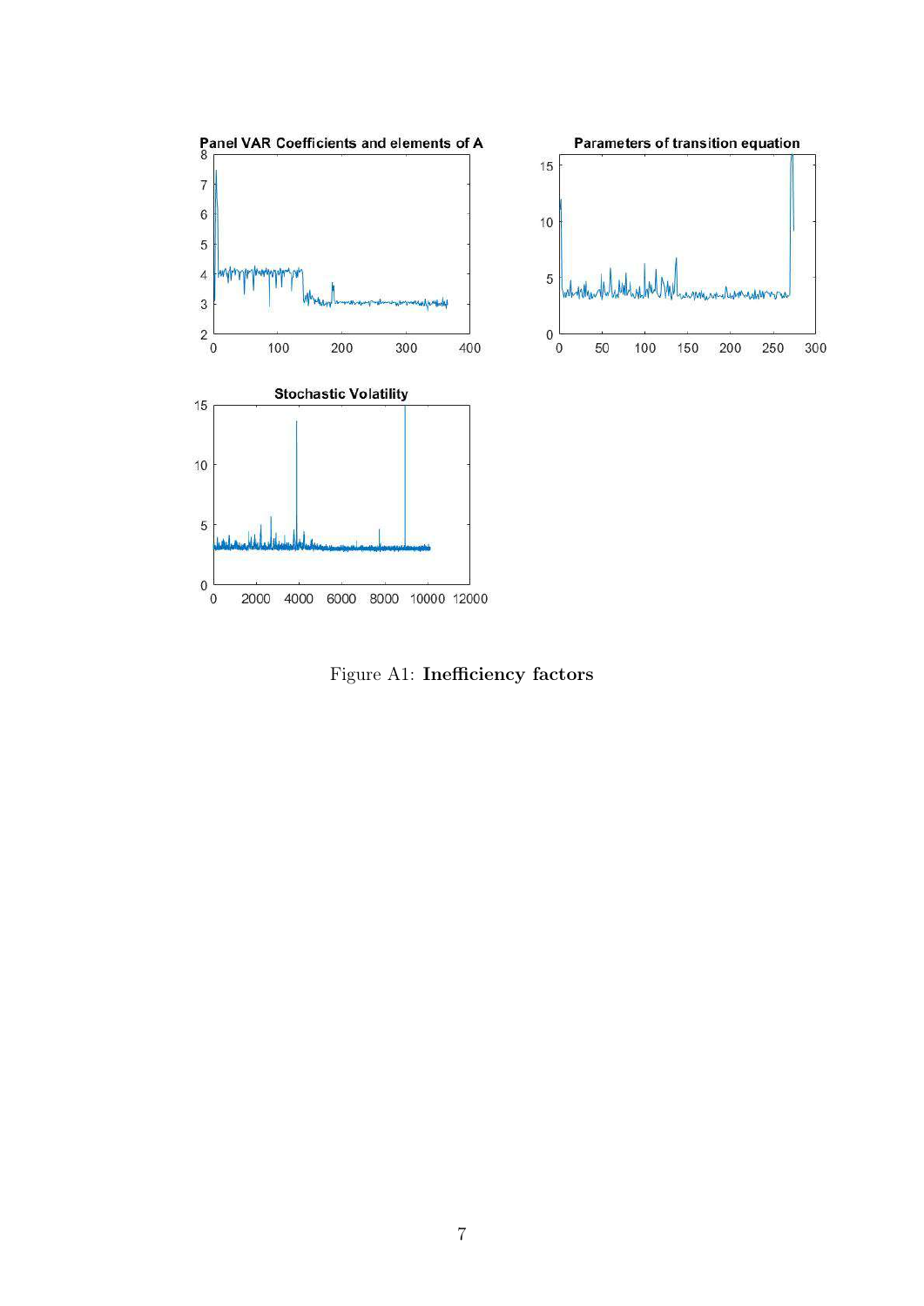Figure A1: **Inefficiency factors**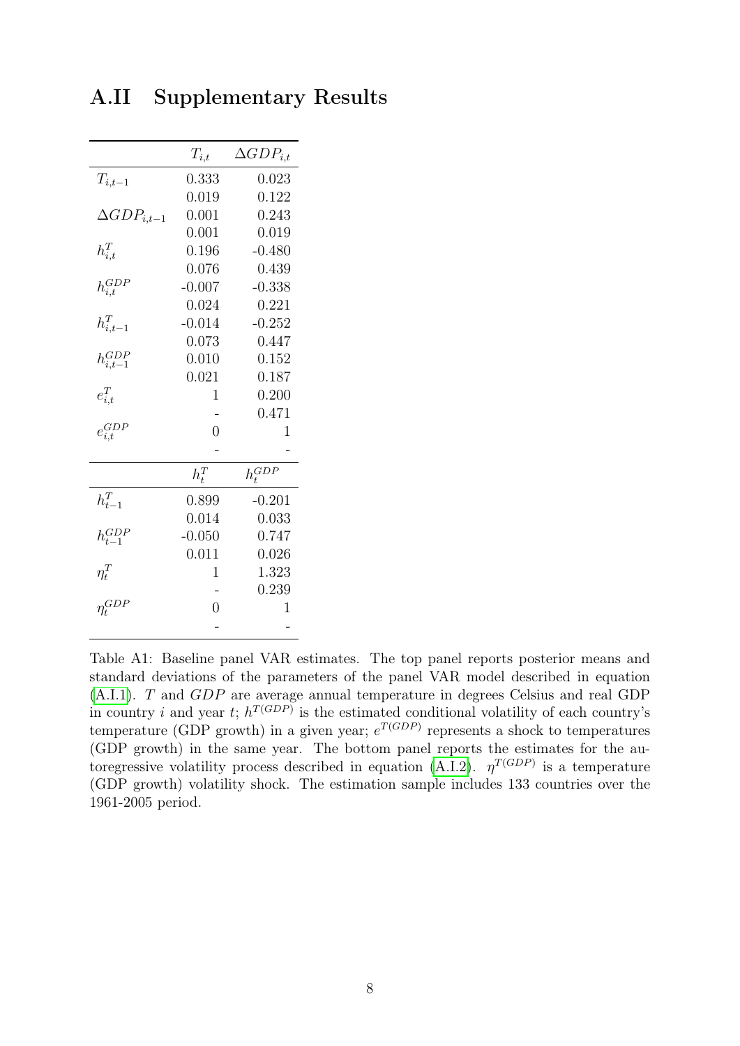## A.II Supplementary Results

| | $T_{i,t}$ | $\Delta GDP_{i,t}$ |
|---|---|---|
| $T_{i,t-1}$ | 0.333 | 0.023 |
| | 0.019 | 0.122 |
| $\Delta GDP_{i,t-1}$ | 0.001 | 0.243 |
| | 0.001 | 0.019 |
| $h^T_{i,t}$ | 0.196 | -0.480 |
| | 0.076 | 0.439 |
| $h^{GDP}_{i,t}$ | -0.007 | -0.338 |
| | 0.024 | 0.221 |
| $h^T_{i,t-1}$ | -0.014 | -0.252 |
| | 0.073 | 0.447 |
| $h^{GDP}_{i,t-1}$ | 0.010 | 0.152 |
| | 0.021 | 0.187 |
| $e^T_{i,t}$ | 1 | 0.200 |
| | - | 0.471 |
| $e^{GDP}_{i,t}$ | 0 | 1 |
| | - | - |
| | $h^T_t$ | $h^{GDP}_t$ |
| $h^T_{t-1}$ | 0.899 | -0.201 |
| | 0.014 | 0.033 |
| $h^{GDP}_{t-1}$ | -0.050 | 0.747 |
| | 0.011 | 0.026 |
| $\eta^T_t$ | 1 | 1.323 |
| | - | 0.239 |
| $\eta^{GDP}_t$ | 0 | 1 |
| | - | - |

Table A1: Baseline panel VAR estimates. The top panel reports posterior means and standard deviations of the parameters of the panel VAR model described in equation (A.I.1). $T$ and $GDP$ are average annual temperature in degrees Celsius and real GDP in country $i$ and year $t$; $h^{T(GDP)}$ is the estimated conditional volatility of each country's temperature (GDP growth) in a given year; $e^{T(GDP)}$ represents a shock to temperatures (GDP growth) in the same year. The bottom panel reports the estimates for the autoregressive volatility process described in equation (A.I.2). $\eta^{T(GDP)}$ is a temperature (GDP growth) volatility shock. The estimation sample includes 133 countries over the 1961-2005 period.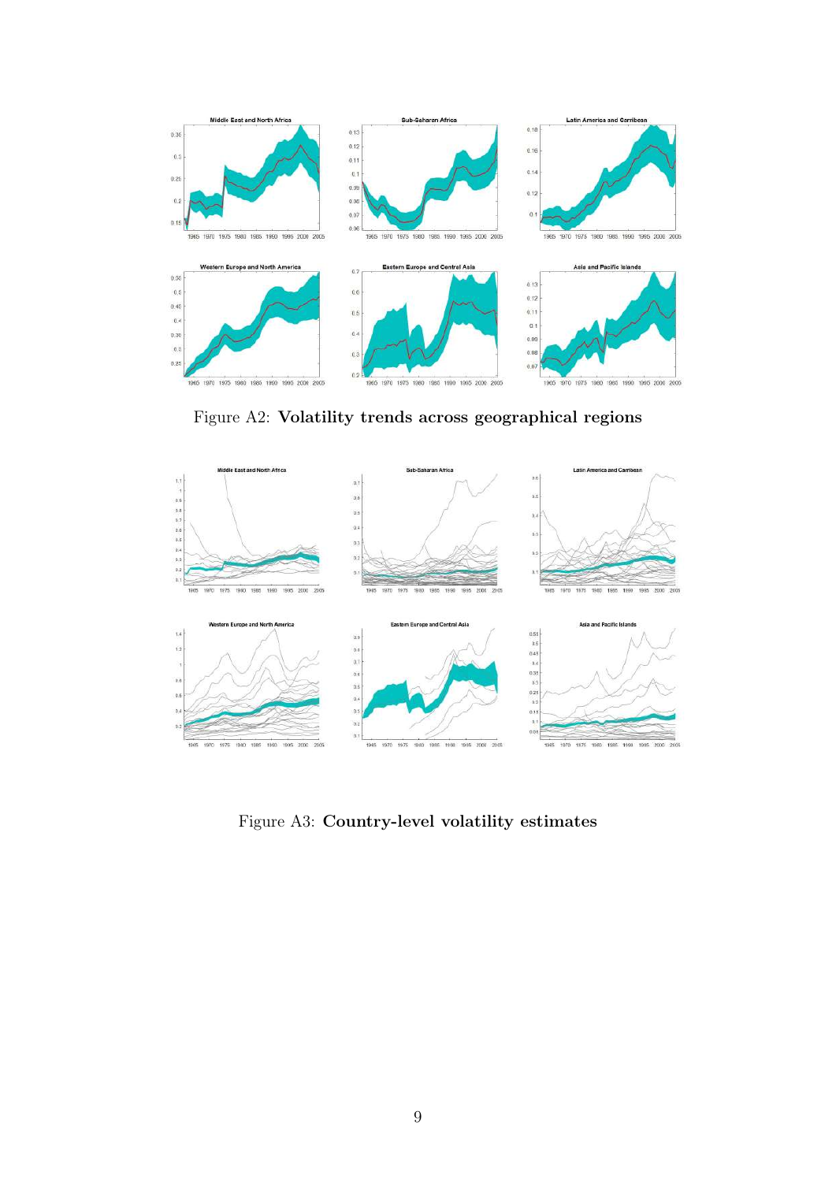Figure A2: **Volatility trends across geographical regions**

Figure A3: **Country-level volatility estimates**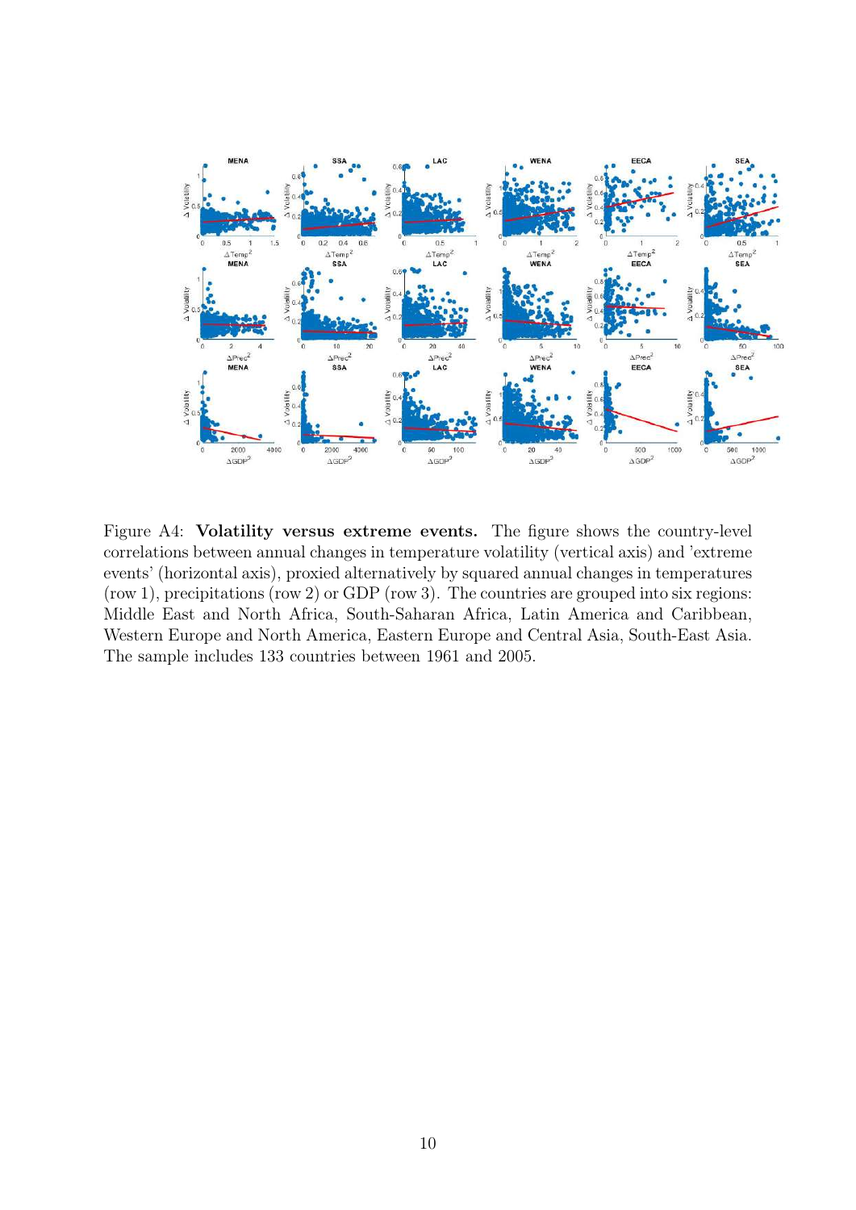Figure A4: **Volatility versus extreme events.** The figure shows the country-level correlations between annual changes in temperature volatility (vertical axis) and 'extreme events' (horizontal axis), proxied alternatively by squared annual changes in temperatures (row 1), precipitations (row 2) or GDP (row 3). The countries are grouped into six regions: Middle East and North Africa, South-Saharan Africa, Latin America and Caribbean, Western Europe and North America, Eastern Europe and Central Asia, South-East Asia. The sample includes 133 countries between 1961 and 2005.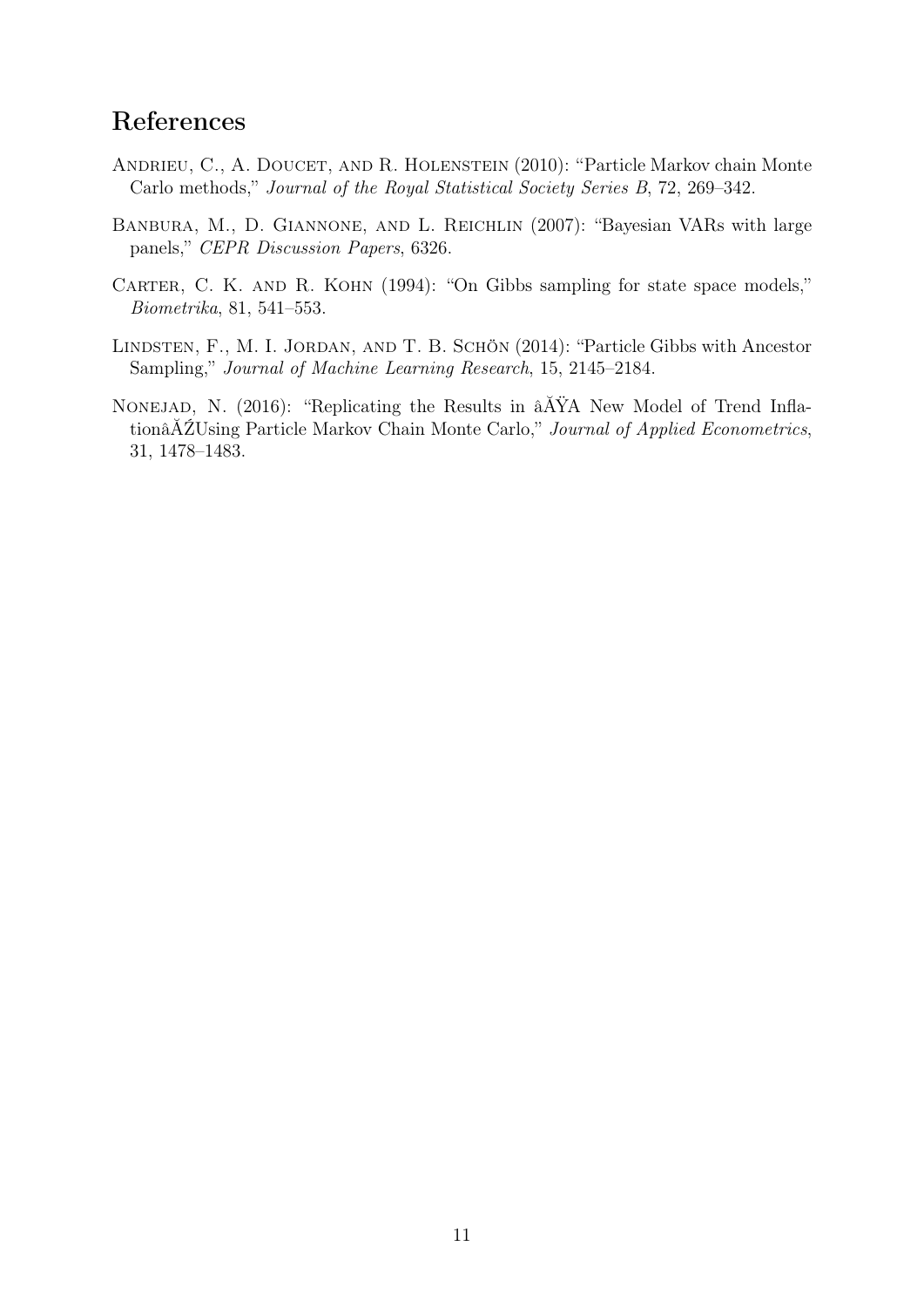## References

Andrieu, C., A. Doucet, and R. Holenstein (2010): "Particle Markov chain Monte Carlo methods," *Journal of the Royal Statistical Society Series B*, 72, 269–342.

Banbura, M., D. Giannone, and L. Reichlin (2007): "Bayesian VARs with large panels," *CEPR Discussion Papers*, 6326.

Carter, C. K. and R. Kohn (1994): "On Gibbs sampling for state space models," *Biometrika*, 81, 541–553.

Lindsten, F., M. I. Jordan, and T. B. Schön (2014): "Particle Gibbs with Ancestor Sampling," *Journal of Machine Learning Research*, 15, 2145–2184.

Nonejad, N. (2016): "Replicating the Results in âĂŸA New Model of Trend InflationâĂŹUsing Particle Markov Chain Monte Carlo," *Journal of Applied Econometrics*, 31, 1478–1483.